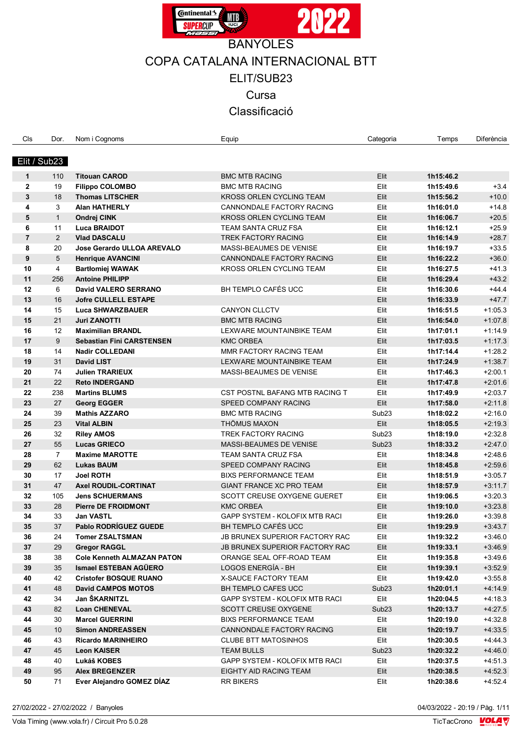# BANYOLES

## COPA CATALANA INTERNACIONAL BTT

## ELIT/SUB23

## Cursa

## Classificació

| Cls | Dor. | Nom i Cognoms | Equip | Categoria | Temps | Diferència |
|---|---|---|---|---|---|---|
| **Elit / Sub23** | | | | | | |
| **1** | 110 | **Titouan CAROD** | BMC MTB RACING | Elit | **1h15:46.2** | |
| **2** | 19 | **Filippo COLOMBO** | BMC MTB RACING | Elit | **1h15:49.6** | +3.4 |
| **3** | 18 | **Thomas LITSCHER** | KROSS ORLEN CYCLING TEAM | Elit | **1h15:56.2** | +10.0 |
| **4** | 3 | **Alan HATHERLY** | CANNONDALE FACTORY RACING | Elit | **1h16:01.0** | +14.8 |
| **5** | 1 | **Ondrej CINK** | KROSS ORLEN CYCLING TEAM | Elit | **1h16:06.7** | +20.5 |
| **6** | 11 | **Luca BRAIDOT** | TEAM SANTA CRUZ FSA | Elit | **1h16:12.1** | +25.9 |
| **7** | 2 | **Vlad DASCALU** | TREK FACTORY RACING | Elit | **1h16:14.9** | +28.7 |
| **8** | 20 | **Jose Gerardo ULLOA AREVALO** | MASSI-BEAUMES DE VENISE | Elit | **1h16:19.7** | +33.5 |
| **9** | 5 | **Henrique AVANCINI** | CANNONDALE FACTORY RACING | Elit | **1h16:22.2** | +36.0 |
| **10** | 4 | **Bartłomiej WAWAK** | KROSS ORLEN CYCLING TEAM | Elit | **1h16:27.5** | +41.3 |
| **11** | 256 | **Antoine PHILIPP** | | Elit | **1h16:29.4** | +43.2 |
| **12** | 6 | **David VALERO SERRANO** | BH TEMPLO CAFÉS UCC | Elit | **1h16:30.6** | +44.4 |
| **13** | 16 | **Jofre CULLELL ESTAPE** | | Elit | **1h16:33.9** | +47.7 |
| **14** | 15 | **Luca SHWARZBAUER** | CANYON CLLCTV | Elit | **1h16:51.5** | +1:05.3 |
| **15** | 21 | **Juri ZANOTTI** | BMC MTB RACING | Elit | **1h16:54.0** | +1:07.8 |
| **16** | 12 | **Maximilian BRANDL** | LEXWARE MOUNTAINBIKE TEAM | Elit | **1h17:01.1** | +1:14.9 |
| **17** | 9 | **Sebastian Fini CARSTENSEN** | KMC ORBEA | Elit | **1h17:03.5** | +1:17.3 |
| **18** | 14 | **Nadir COLLEDANI** | MMR FACTORY RACING TEAM | Elit | **1h17:14.4** | +1:28.2 |
| **19** | 31 | **David LIST** | LEXWARE MOUNTAINBIKE TEAM | Elit | **1h17:24.9** | +1:38.7 |
| **20** | 74 | **Julien TRARIEUX** | MASSI-BEAUMES DE VENISE | Elit | **1h17:46.3** | +2:00.1 |
| **21** | 22 | **Reto INDERGAND** | | Elit | **1h17:47.8** | +2:01.6 |
| **22** | 238 | **Martins BLUMS** | CST POSTNL BAFANG MTB RACING T | Elit | **1h17:49.9** | +2:03.7 |
| **23** | 27 | **Georg EGGER** | SPEED COMPANY RACING | Elit | **1h17:58.0** | +2:11.8 |
| **24** | 39 | **Mathis AZZARO** | BMC MTB RACING | Sub23 | **1h18:02.2** | +2:16.0 |
| **25** | 23 | **Vital ALBIN** | THÖMUS MAXON | Elit | **1h18:05.5** | +2:19.3 |
| **26** | 32 | **Riley AMOS** | TREK FACTORY RACING | Sub23 | **1h18:19.0** | +2:32.8 |
| **27** | 55 | **Lucas GRIECO** | MASSI-BEAUMES DE VENISE | Sub23 | **1h18:33.2** | +2:47.0 |
| **28** | 7 | **Maxime MAROTTE** | TEAM SANTA CRUZ FSA | Elit | **1h18:34.8** | +2:48.6 |
| **29** | 62 | **Lukas BAUM** | SPEED COMPANY RACING | Elit | **1h18:45.8** | +2:59.6 |
| **30** | 17 | **Joel ROTH** | BIXS PERFORMANCE TEAM | Elit | **1h18:51.9** | +3:05.7 |
| **31** | 47 | **Axel ROUDIL-CORTINAT** | GIANT FRANCE XC PRO TEAM | Elit | **1h18:57.9** | +3:11.7 |
| **32** | 105 | **Jens SCHUERMANS** | SCOTT CREUSE OXYGENE GUERET | Elit | **1h19:06.5** | +3:20.3 |
| **33** | 28 | **Pierre DE FROIDMONT** | KMC ORBEA | Elit | **1h19:10.0** | +3:23.8 |
| **34** | 33 | **Jan VASTL** | GAPP SYSTEM - KOLOFIX MTB RACI | Elit | **1h19:26.0** | +3:39.8 |
| **35** | 37 | **Pablo RODRÍGUEZ GUEDE** | BH TEMPLO CAFÉS UCC | Elit | **1h19:29.9** | +3:43.7 |
| **36** | 24 | **Tomer ZSALTSMAN** | JB BRUNEX SUPERIOR FACTORY RAC | Elit | **1h19:32.2** | +3:46.0 |
| **37** | 29 | **Gregor RAGGL** | JB BRUNEX SUPERIOR FACTORY RAC | Elit | **1h19:33.1** | +3:46.9 |
| **38** | 38 | **Cole Kenneth ALMAZAN PATON** | ORANGE SEAL OFF-ROAD TEAM | Elit | **1h19:35.8** | +3:49.6 |
| **39** | 35 | **Ismael ESTEBAN AGÜERO** | LOGOS ENERGÍA - BH | Elit | **1h19:39.1** | +3:52.9 |
| **40** | 42 | **Cristofer BOSQUE RUANO** | X-SAUCE FACTORY TEAM | Elit | **1h19:42.0** | +3:55.8 |
| **41** | 48 | **David CAMPOS MOTOS** | BH TEMPLO CAFES UCC | Sub23 | **1h20:01.1** | +4:14.9 |
| **42** | 34 | **Jan ŠKARNITZL** | GAPP SYSTEM - KOLOFIX MTB RACI | Elit | **1h20:04.5** | +4:18.3 |
| **43** | 82 | **Loan CHENEVAL** | SCOTT CREUSE OXYGENE | Sub23 | **1h20:13.7** | +4:27.5 |
| **44** | 30 | **Marcel GUERRINI** | BIXS PERFORMANCE TEAM | Elit | **1h20:19.0** | +4:32.8 |
| **45** | 10 | **Simon ANDREASSEN** | CANNONDALE FACTORY RACING | Elit | **1h20:19.7** | +4:33.5 |
| **46** | 43 | **Ricardo MARINHEIRO** | CLUBE BTT MATOSINHOS | Elit | **1h20:30.5** | +4:44.3 |
| **47** | 45 | **Leon KAISER** | TEAM BULLS | Sub23 | **1h20:32.2** | +4:46.0 |
| **48** | 40 | **Lukáš KOBES** | GAPP SYSTEM - KOLOFIX MTB RACI | Elit | **1h20:37.5** | +4:51.3 |
| **49** | 95 | **Alex BREGENZER** | EIGHTY AID RACING TEAM | Elit | **1h20:38.5** | +4:52.3 |
| **50** | 71 | **Ever Alejandro GOMEZ DÍAZ** | RR BIKERS | Elit | **1h20:38.6** | +4:52.4 |

27/02/2022 - 27/02/2022 / Banyoles

Vola Timing (www.vola.fr) / Circuit Pro 5.0.28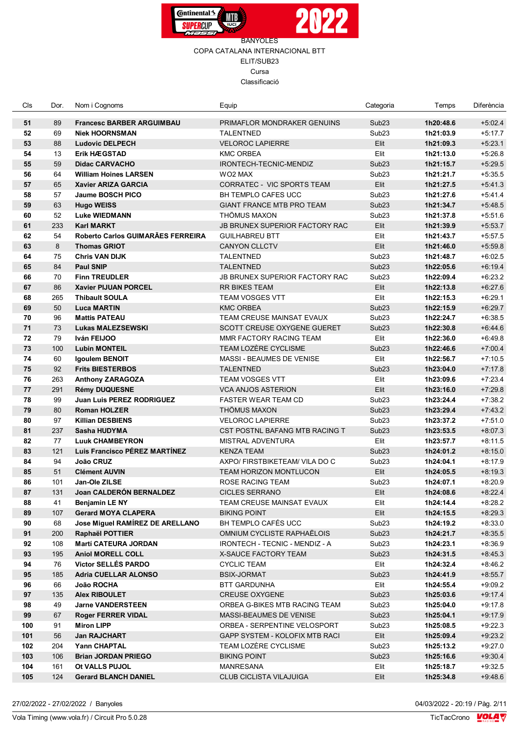BANYOLES

COPA CATALANA INTERNACIONAL BTT

ELIT/SUB23

Cursa

Classificació

| Cls | Dor. | Nom i Cognoms | Equip | Categoria | Temps | Diferència |
|---|---|---|---|---|---|---|
| **51** | 89 | **Francesc BARBER ARGUIMBAU** | PRIMAFLOR MONDRAKER GENUINS | Sub23 | **1h20:48.6** | +5:02.4 |
| **52** | 69 | **Niek HOORNSMAN** | TALENTNED | Sub23 | **1h21:03.9** | +5:17.7 |
| **53** | 88 | **Ludovic DELPECH** | VELOROC LAPIERRE | Elit | **1h21:09.3** | +5:23.1 |
| **54** | 13 | **Erik HÆGSTAD** | KMC ORBEA | Elit | **1h21:13.0** | +5:26.8 |
| **55** | 59 | **Didac CARVACHO** | IRONTECH-TECNIC-MENDIZ | Sub23 | **1h21:15.7** | +5:29.5 |
| **56** | 64 | **William Hoines LARSEN** | WO2 MAX | Sub23 | **1h21:21.7** | +5:35.5 |
| **57** | 65 | **Xavier ARIZA GARCIA** | CORRATEC - VIC SPORTS TEAM | Elit | **1h21:27.5** | +5:41.3 |
| **58** | 57 | **Jaume BOSCH PICO** | BH TEMPLO CAFES UCC | Sub23 | **1h21:27.6** | +5:41.4 |
| **59** | 63 | **Hugo WEISS** | GIANT FRANCE MTB PRO TEAM | Sub23 | **1h21:34.7** | +5:48.5 |
| **60** | 52 | **Luke WIEDMANN** | THÖMUS MAXON | Sub23 | **1h21:37.8** | +5:51.6 |
| **61** | 233 | **Karl MARKT** | JB BRUNEX SUPERIOR FACTORY RAC | Elit | **1h21:39.9** | +5:53.7 |
| **62** | 54 | **Roberto Carlos GUIMARÃES FERREIRA** | GUILHABREU BTT | Elit | **1h21:43.7** | +5:57.5 |
| **63** | 8 | **Thomas GRIOT** | CANYON CLLCTV | Elit | **1h21:46.0** | +5:59.8 |
| **64** | 75 | **Chris VAN DIJK** | TALENTNED | Sub23 | **1h21:48.7** | +6:02.5 |
| **65** | 84 | **Paul SNIP** | TALENTNED | Sub23 | **1h22:05.6** | +6:19.4 |
| **66** | 70 | **Finn TREUDLER** | JB BRUNEX SUPERIOR FACTORY RAC | Sub23 | **1h22:09.4** | +6:23.2 |
| **67** | 86 | **Xavier PIJUAN PORCEL** | RR BIKES TEAM | Elit | **1h22:13.8** | +6:27.6 |
| **68** | 265 | **Thibault SOULA** | TEAM VOSGES VTT | Elit | **1h22:15.3** | +6:29.1 |
| **69** | 50 | **Luca MARTIN** | KMC ORBEA | Sub23 | **1h22:15.9** | +6:29.7 |
| **70** | 96 | **Mattis PATEAU** | TEAM CREUSE MAINSAT EVAUX | Sub23 | **1h22:24.7** | +6:38.5 |
| **71** | 73 | **Lukas MALEZSEWSKI** | SCOTT CREUSE OXYGENE GUERET | Sub23 | **1h22:30.8** | +6:44.6 |
| **72** | 79 | **Iván FEIJOO** | MMR FACTORY RACING TEAM | Elit | **1h22:36.0** | +6:49.8 |
| **73** | 100 | **Lubin MONTEIL** | TEAM LOZÈRE CYCLISME | Sub23 | **1h22:46.6** | +7:00.4 |
| **74** | 60 | **Igoulem BENOIT** | MASSI - BEAUMES DE VENISE | Elit | **1h22:56.7** | +7:10.5 |
| **75** | 92 | **Frits BIESTERBOS** | TALENTNED | Sub23 | **1h23:04.0** | +7:17.8 |
| **76** | 263 | **Anthony ZARAGOZA** | TEAM VOSGES VTT | Elit | **1h23:09.6** | +7:23.4 |
| **77** | 291 | **Rémy DUQUESNE** | VCA ANJOS ASTERION | Elit | **1h23:16.0** | +7:29.8 |
| **78** | 99 | **Juan Luis PEREZ RODRIGUEZ** | FASTER WEAR TEAM CD | Sub23 | **1h23:24.4** | +7:38.2 |
| **79** | 80 | **Roman HOLZER** | THÖMUS MAXON | Sub23 | **1h23:29.4** | +7:43.2 |
| **80** | 97 | **Killian DESBIENS** | VELOROC LAPIERRE | Sub23 | **1h23:37.2** | +7:51.0 |
| **81** | 237 | **Sasha HUDYMA** | CST POSTNL BAFANG MTB RACING T | Sub23 | **1h23:53.5** | +8:07.3 |
| **82** | 77 | **Luuk CHAMBEYRON** | MISTRAL ADVENTURA | Elit | **1h23:57.7** | +8:11.5 |
| **83** | 121 | **Luis Francisco PÉREZ MARTÍNEZ** | KENZA TEAM | Sub23 | **1h24:01.2** | +8:15.0 |
| **84** | 94 | **João CRUZ** | AXPO/ FIRSTBIKETEAM/ VILA DO C | Sub23 | **1h24:04.1** | +8:17.9 |
| **85** | 51 | **Clément AUVIN** | TEAM HORIZON MONTLUCON | Elit | **1h24:05.5** | +8:19.3 |
| **86** | 101 | **Jan-Ole ZILSE** | ROSE RACING TEAM | Sub23 | **1h24:07.1** | +8:20.9 |
| **87** | 131 | **Joan CALDERÓN BERNALDEZ** | CICLES SERRANO | Elit | **1h24:08.6** | +8:22.4 |
| **88** | 41 | **Benjamin LE NY** | TEAM CREUSE MAINSAT EVAUX | Elit | **1h24:14.4** | +8:28.2 |
| **89** | 107 | **Gerard MOYA CLAPERA** | BIKING POINT | Elit | **1h24:15.5** | +8:29.3 |
| **90** | 68 | **Jose Miguel RAMÍREZ DE ARELLANO** | BH TEMPLO CAFÉS UCC | Sub23 | **1h24:19.2** | +8:33.0 |
| **91** | 200 | **Raphaël POTTIER** | OMNIUM CYCLISTE RAPHAËLOIS | Sub23 | **1h24:21.7** | +8:35.5 |
| **92** | 108 | **Martí CATEURA JORDAN** | IRONTECH - TECNIC - MENDIZ - A | Sub23 | **1h24:23.1** | +8:36.9 |
| **93** | 195 | **Aniol MORELL COLL** | X-SAUCE FACTORY TEAM | Sub23 | **1h24:31.5** | +8:45.3 |
| **94** | 76 | **Victor SELLÉS PARDO** | CYCLIC TEAM | Elit | **1h24:32.4** | +8:46.2 |
| **95** | 185 | **Adria CUELLAR ALONSO** | BSIX-JORMAT | Sub23 | **1h24:41.9** | +8:55.7 |
| **96** | 66 | **João ROCHA** | BTT GARDUNHA | Elit | **1h24:55.4** | +9:09.2 |
| **97** | 135 | **Alex RIBOULET** | CREUSE OXYGENE | Sub23 | **1h25:03.6** | +9:17.4 |
| **98** | 49 | **Jarne VANDERSTEEN** | ORBEA G-BIKES MTB RACING TEAM | Sub23 | **1h25:04.0** | +9:17.8 |
| **99** | 67 | **Roger FERRER VIDAL** | MASSI-BEAUMES DE VENISE | Sub23 | **1h25:04.1** | +9:17.9 |
| **100** | 91 | **Miron LIPP** | ORBEA - SERPENTINE VELOSPORT | Sub23 | **1h25:08.5** | +9:22.3 |
| **101** | 56 | **Jan RAJCHART** | GAPP SYSTEM - KOLOFIX MTB RACI | Elit | **1h25:09.4** | +9:23.2 |
| **102** | 204 | **Yann CHAPTAL** | TEAM LOZÈRE CYCLISME | Sub23 | **1h25:13.2** | +9:27.0 |
| **103** | 106 | **Brian JORDAN PRIEGO** | BIKING POINT | Sub23 | **1h25:16.6** | +9:30.4 |
| **104** | 161 | **Ot VALLS PUJOL** | MANRESANA | Elit | **1h25:18.7** | +9:32.5 |
| **105** | 124 | **Gerard BLANCH DANIEL** | CLUB CICLISTA VILAJUIGA | Elit | **1h25:34.8** | +9:48.6 |

27/02/2022 - 27/02/2022 / Banyoles

Vola Timing (www.vola.fr) / Circuit Pro 5.0.28

04/03/2022 - 20:19

TicTacCrono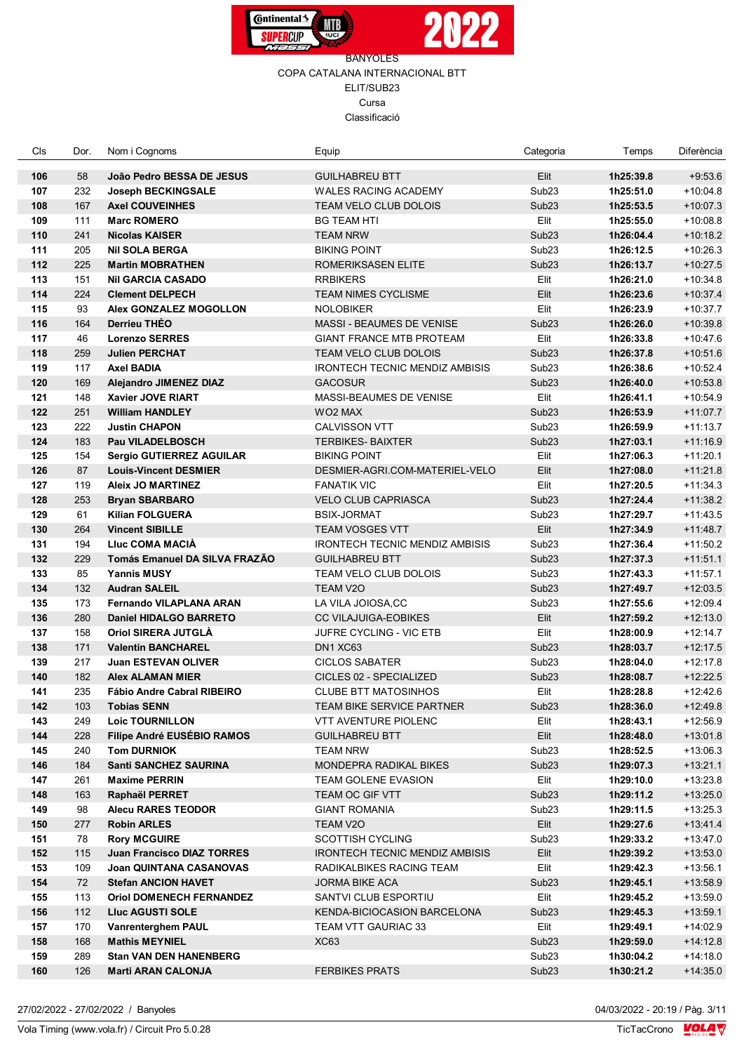BANYOLES

COPA CATALANA INTERNACIONAL BTT

ELIT/SUB23

Cursa

Classificació

| Cls | Dor. | Nom i Cognoms | Equip | Categoria | Temps | Diferència |
|---|---|---|---|---|---|---|
| **106** | 58 | **João Pedro BESSA DE JESUS** | GUILHABREU BTT | Elit | **1h25:39.8** | +9:53.6 |
| **107** | 232 | **Joseph BECKINGSALE** | WALES RACING ACADEMY | Sub23 | **1h25:51.0** | +10:04.8 |
| **108** | 167 | **Axel COUVEINHES** | TEAM VELO CLUB DOLOIS | Sub23 | **1h25:53.5** | +10:07.3 |
| **109** | 111 | **Marc ROMERO** | BG TEAM HTI | Elit | **1h25:55.0** | +10:08.8 |
| **110** | 241 | **Nicolas KAISER** | TEAM NRW | Sub23 | **1h26:04.4** | +10:18.2 |
| **111** | 205 | **Nil SOLA BERGA** | BIKING POINT | Sub23 | **1h26:12.5** | +10:26.3 |
| **112** | 225 | **Martin MOBRATHEN** | ROMERIKSASEN ELITE | Sub23 | **1h26:13.7** | +10:27.5 |
| **113** | 151 | **Nil GARCIA CASADO** | RRBIKERS | Elit | **1h26:21.0** | +10:34.8 |
| **114** | 224 | **Clement DELPECH** | TEAM NIMES CYCLISME | Elit | **1h26:23.6** | +10:37.4 |
| **115** | 93 | **Alex GONZALEZ MOGOLLON** | NOLOBIKER | Elit | **1h26:23.9** | +10:37.7 |
| **116** | 164 | **Derrieu THÉO** | MASSI - BEAUMES DE VENISE | Sub23 | **1h26:26.0** | +10:39.8 |
| **117** | 46 | **Lorenzo SERRES** | GIANT FRANCE MTB PROTEAM | Elit | **1h26:33.8** | +10:47.6 |
| **118** | 259 | **Julien PERCHAT** | TEAM VELO CLUB DOLOIS | Sub23 | **1h26:37.8** | +10:51.6 |
| **119** | 117 | **Axel BADIA** | IRONTECH TECNIC MENDIZ AMBISIS | Sub23 | **1h26:38.6** | +10:52.4 |
| **120** | 169 | **Alejandro JIMENEZ DIAZ** | GACOSUR | Sub23 | **1h26:40.0** | +10:53.8 |
| **121** | 148 | **Xavier JOVE RIART** | MASSI-BEAUMES DE VENISE | Elit | **1h26:41.1** | +10:54.9 |
| **122** | 251 | **William HANDLEY** | WO2 MAX | Sub23 | **1h26:53.9** | +11:07.7 |
| **123** | 222 | **Justin CHAPON** | CALVISSON VTT | Sub23 | **1h26:59.9** | +11:13.7 |
| **124** | 183 | **Pau VILADELBOSCH** | TERBIKES- BAIXTER | Sub23 | **1h27:03.1** | +11:16.9 |
| **125** | 154 | **Sergio GUTIERREZ AGUILAR** | BIKING POINT | Elit | **1h27:06.3** | +11:20.1 |
| **126** | 87 | **Louis-Vincent DESMIER** | DESMIER-AGRI.COM-MATERIEL-VELO | Elit | **1h27:08.0** | +11:21.8 |
| **127** | 119 | **Aleix JO MARTINEZ** | FANATIK VIC | Elit | **1h27:20.5** | +11:34.3 |
| **128** | 253 | **Bryan SBARBARO** | VELO CLUB CAPRIASCA | Sub23 | **1h27:24.4** | +11:38.2 |
| **129** | 61 | **Kilian FOLGUERA** | BSIX-JORMAT | Sub23 | **1h27:29.7** | +11:43.5 |
| **130** | 264 | **Vincent SIBILLE** | TEAM VOSGES VTT | Elit | **1h27:34.9** | +11:48.7 |
| **131** | 194 | **Lluc COMA MACIÀ** | IRONTECH TECNIC MENDIZ AMBISIS | Sub23 | **1h27:36.4** | +11:50.2 |
| **132** | 229 | **Tomás Emanuel DA SILVA FRAZÃO** | GUILHABREU BTT | Sub23 | **1h27:37.3** | +11:51.1 |
| **133** | 85 | **Yannis MUSY** | TEAM VELO CLUB DOLOIS | Sub23 | **1h27:43.3** | +11:57.1 |
| **134** | 132 | **Audran SALEIL** | TEAM V2O | Sub23 | **1h27:49.7** | +12:03.5 |
| **135** | 173 | **Fernando VILAPLANA ARAN** | LA VILA JOIOSA,CC | Sub23 | **1h27:55.6** | +12:09.4 |
| **136** | 280 | **Daniel HIDALGO BARRETO** | CC VILAJUIGA-EOBIKES | Elit | **1h27:59.2** | +12:13.0 |
| **137** | 158 | **Oriol SIRERA JUTGLÀ** | JUFRE CYCLING - VIC ETB | Elit | **1h28:00.9** | +12:14.7 |
| **138** | 171 | **Valentin BANCHAREL** | DN1 XC63 | Sub23 | **1h28:03.7** | +12:17.5 |
| **139** | 217 | **Juan ESTEVAN OLIVER** | CICLOS SABATER | Sub23 | **1h28:04.0** | +12:17.8 |
| **140** | 182 | **Alex ALAMAN MIER** | CICLES 02 - SPECIALIZED | Sub23 | **1h28:08.7** | +12:22.5 |
| **141** | 235 | **Fábio Andre Cabral RIBEIRO** | CLUBE BTT MATOSINHOS | Elit | **1h28:28.8** | +12:42.6 |
| **142** | 103 | **Tobias SENN** | TEAM BIKE SERVICE PARTNER | Sub23 | **1h28:36.0** | +12:49.8 |
| **143** | 249 | **Loic TOURNILLON** | VTT AVENTURE PIOLENC | Elit | **1h28:43.1** | +12:56.9 |
| **144** | 228 | **Filipe André EUSÉBIO RAMOS** | GUILHABREU BTT | Elit | **1h28:48.0** | +13:01.8 |
| **145** | 240 | **Tom DURNIOK** | TEAM NRW | Sub23 | **1h28:52.5** | +13:06.3 |
| **146** | 184 | **Santi SANCHEZ SAURINA** | MONDEPRA RADIKAL BIKES | Sub23 | **1h29:07.3** | +13:21.1 |
| **147** | 261 | **Maxime PERRIN** | TEAM GOLENE EVASION | Elit | **1h29:10.0** | +13:23.8 |
| **148** | 163 | **Raphaël PERRET** | TEAM OC GIF VTT | Sub23 | **1h29:11.2** | +13:25.0 |
| **149** | 98 | **Alecu RARES TEODOR** | GIANT ROMANIA | Sub23 | **1h29:11.5** | +13:25.3 |
| **150** | 277 | **Robin ARLES** | TEAM V2O | Elit | **1h29:27.6** | +13:41.4 |
| **151** | 78 | **Rory MCGUIRE** | SCOTTISH CYCLING | Sub23 | **1h29:33.2** | +13:47.0 |
| **152** | 115 | **Juan Francisco DIAZ TORRES** | IRONTECH TECNIC MENDIZ AMBISIS | Elit | **1h29:39.2** | +13:53.0 |
| **153** | 109 | **Joan QUINTANA CASANOVAS** | RADIKALBIKES RACING TEAM | Elit | **1h29:42.3** | +13:56.1 |
| **154** | 72 | **Stefan ANCION HAVET** | JORMA BIKE ACA | Sub23 | **1h29:45.1** | +13:58.9 |
| **155** | 113 | **Oriol DOMENECH FERNANDEZ** | SANTVI CLUB ESPORTIU | Elit | **1h29:45.2** | +13:59.0 |
| **156** | 112 | **Lluc AGUSTI SOLE** | KENDA-BICIOCASION BARCELONA | Sub23 | **1h29:45.3** | +13:59.1 |
| **157** | 170 | **Vanrenterghem PAUL** | TEAM VTT GAURIAC 33 | Elit | **1h29:49.1** | +14:02.9 |
| **158** | 168 | **Mathis MEYNIEL** | XC63 | Sub23 | **1h29:59.0** | +14:12.8 |
| **159** | 289 | **Stan VAN DEN HANENBERG** | | Sub23 | **1h30:04.2** | +14:18.0 |
| **160** | 126 | **Marti ARAN CALONJA** | FERBIKES PRATS | Sub23 | **1h30:21.2** | +14:35.0 |

27/02/2022 - 27/02/2022 / Banyoles

04/03/2022 - 20:19 / Pàg. 3/11

Vola Timing (www.vola.fr) / Circuit Pro 5.0.28

TicTacCrono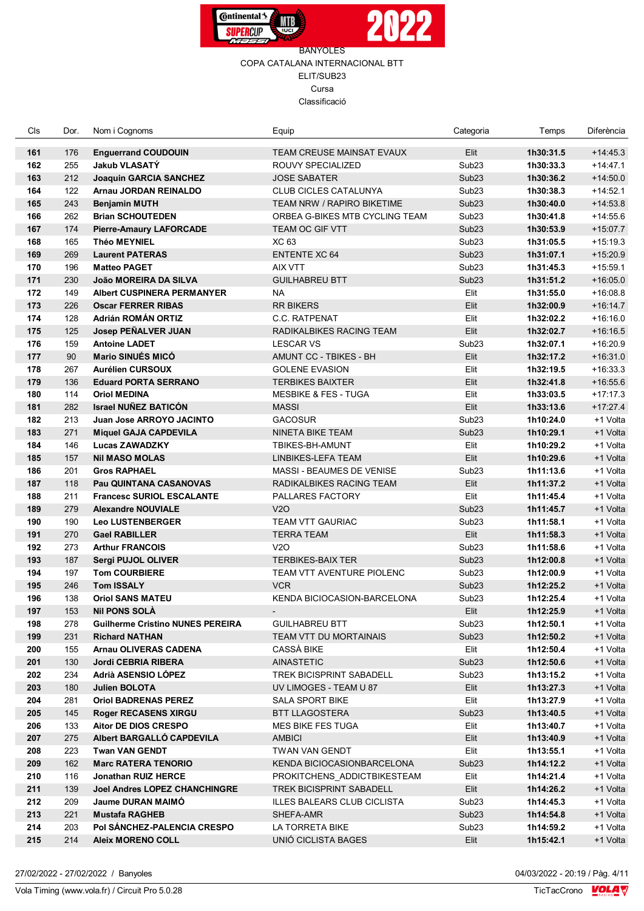BANYOLES

COPA CATALANA INTERNACIONAL BTT

ELIT/SUB23

Cursa

Classificació

| Cls | Dor. | Nom i Cognoms | Equip | Categoria | Temps | Diferència |
|---|---|---|---|---|---|---|
| 161 | 176 | **Enguerrand COUDOUIN** | TEAM CREUSE MAINSAT EVAUX | Elit | **1h30:31.5** | +14:45.3 |
| 162 | 255 | **Jakub VLASATÝ** | ROUVY SPECIALIZED | Sub23 | **1h30:33.3** | +14:47.1 |
| 163 | 212 | **Joaquin GARCIA SANCHEZ** | JOSE SABATER | Sub23 | **1h30:36.2** | +14:50.0 |
| 164 | 122 | **Arnau JORDAN REINALDO** | CLUB CICLES CATALUNYA | Sub23 | **1h30:38.3** | +14:52.1 |
| 165 | 243 | **Benjamin MUTH** | TEAM NRW / RAPIRO BIKETIME | Sub23 | **1h30:40.0** | +14:53.8 |
| 166 | 262 | **Brian SCHOUTEDEN** | ORBEA G-BIKES MTB CYCLING TEAM | Sub23 | **1h30:41.8** | +14:55.6 |
| 167 | 174 | **Pierre-Amaury LAFORCADE** | TEAM OC GIF VTT | Sub23 | **1h30:53.9** | +15:07.7 |
| 168 | 165 | **Théo MEYNIEL** | XC 63 | Sub23 | **1h31:05.5** | +15:19.3 |
| 169 | 269 | **Laurent PATERAS** | ENTENTE XC 64 | Sub23 | **1h31:07.1** | +15:20.9 |
| 170 | 196 | **Matteo PAGET** | AIX VTT | Sub23 | **1h31:45.3** | +15:59.1 |
| 171 | 230 | **João MOREIRA DA SILVA** | GUILHABREU BTT | Sub23 | **1h31:51.2** | +16:05.0 |
| 172 | 149 | **Albert CUSPINERA PERMANYER** | NA | Elit | **1h31:55.0** | +16:08.8 |
| 173 | 226 | **Oscar FERRER RIBAS** | RR BIKERS | Elit | **1h32:00.9** | +16:14.7 |
| 174 | 128 | **Adrián ROMÁN ORTIZ** | C.C. RATPENAT | Elit | **1h32:02.2** | +16:16.0 |
| 175 | 125 | **Josep PEÑALVER JUAN** | RADIKALBIKES RACING TEAM | Elit | **1h32:02.7** | +16:16.5 |
| 176 | 159 | **Antoine LADET** | LESCAR VS | Sub23 | **1h32:07.1** | +16:20.9 |
| 177 | 90 | **Mario SINUÉS MICÓ** | AMUNT CC - TBIKES - BH | Elit | **1h32:17.2** | +16:31.0 |
| 178 | 267 | **Aurélien CURSOUX** | GOLENE EVASION | Elit | **1h32:19.5** | +16:33.3 |
| 179 | 136 | **Eduard PORTA SERRANO** | TERBIKES BAIXTER | Elit | **1h32:41.8** | +16:55.6 |
| 180 | 114 | **Oriol MEDINA** | MESBIKE & FES - TUGA | Elit | **1h33:03.5** | +17:17.3 |
| 181 | 282 | **Israel NUÑEZ BATICÓN** | MASSI | Elit | **1h33:13.6** | +17:27.4 |
| 182 | 213 | **Juan Jose ARROYO JACINTO** | GACOSUR | Sub23 | **1h10:24.0** | +1 Volta |
| 183 | 271 | **Miquel GAJA CAPDEVILA** | NINETA BIKE TEAM | Sub23 | **1h10:29.1** | +1 Volta |
| 184 | 146 | **Lucas ZAWADZKY** | TBIKES-BH-AMUNT | Elit | **1h10:29.2** | +1 Volta |
| 185 | 157 | **Nil MASO MOLAS** | LINBIKES-LEFA TEAM | Elit | **1h10:29.6** | +1 Volta |
| 186 | 201 | **Gros RAPHAEL** | MASSI - BEAUMES DE VENISE | Sub23 | **1h11:13.6** | +1 Volta |
| 187 | 118 | **Pau QUINTANA CASANOVAS** | RADIKALBIKES RACING TEAM | Elit | **1h11:37.2** | +1 Volta |
| 188 | 211 | **Francesc SURIOL ESCALANTE** | PALLARES FACTORY | Elit | **1h11:45.4** | +1 Volta |
| 189 | 279 | **Alexandre NOUVIALE** | V2O | Sub23 | **1h11:45.7** | +1 Volta |
| 190 | 190 | **Leo LUSTENBERGER** | TEAM VTT GAURIAC | Sub23 | **1h11:58.1** | +1 Volta |
| 191 | 270 | **Gael RABILLER** | TERRA TEAM | Elit | **1h11:58.3** | +1 Volta |
| 192 | 273 | **Arthur FRANCOIS** | V2O | Sub23 | **1h11:58.8** | +1 Volta |
| 193 | 187 | **Sergi PUJOL OLIVER** | TERBIKES-BAIX TER | Sub23 | **1h12:00.8** | +1 Volta |
| 194 | 197 | **Tom COURBIERE** | TEAM VTT AVENTURE PIOLENC | Sub23 | **1h12:00.9** | +1 Volta |
| 195 | 246 | **Tom ISSALY** | VCR | Sub23 | **1h12:25.2** | +1 Volta |
| 196 | 138 | **Oriol SANS MATEU** | KENDA BICIOCASION-BARCELONA | Sub23 | **1h12:25.4** | +1 Volta |
| 197 | 153 | **Nil PONS SOLÀ** | - | Elit | **1h12:25.9** | +1 Volta |
| 198 | 278 | **Guilherme Cristino NUNES PEREIRA** | GUILHABREU BTT | Sub23 | **1h12:50.1** | +1 Volta |
| 199 | 231 | **Richard NATHAN** | TEAM VTT DU MORTAINAIS | Sub23 | **1h12:50.2** | +1 Volta |
| 200 | 155 | **Arnau OLIVERAS CADENA** | CASSÀ BIKE | Elit | **1h12:50.4** | +1 Volta |
| 201 | 130 | **Jordi CEBRIA RIBERA** | AINASTETIC | Sub23 | **1h12:50.6** | +1 Volta |
| 202 | 234 | **Adrià ASENSIO LÓPEZ** | TREK BICISPRINT SABADELL | Sub23 | **1h13:15.2** | +1 Volta |
| 203 | 180 | **Julien BOLOTA** | UV LIMOGES - TEAM U 87 | Elit | **1h13:27.3** | +1 Volta |
| 204 | 281 | **Oriol BADRENAS PEREZ** | SALA SPORT BIKE | Elit | **1h13:27.9** | +1 Volta |
| 205 | 145 | **Roger RECASENS XIRGU** | BTT LLAGOSTERA | Sub23 | **1h13:40.5** | +1 Volta |
| 206 | 133 | **Aitor DE DIOS CRESPO** | MES BIKE FES TUGA | Elit | **1h13:40.7** | +1 Volta |
| 207 | 275 | **Albert BARGALLÓ CAPDEVILA** | AMBICI | Elit | **1h13:40.9** | +1 Volta |
| 208 | 223 | **Twan VAN GENDT** | TWAN VAN GENDT | Elit | **1h13:55.1** | +1 Volta |
| 209 | 162 | **Marc RATERA TENORIO** | KENDA BICIOCASIONBARCELONA | Sub23 | **1h14:12.2** | +1 Volta |
| 210 | 116 | **Jonathan RUIZ HERCE** | PROKITCHENS_ADDICTBIKESTEAM | Elit | **1h14:21.4** | +1 Volta |
| 211 | 139 | **Joel Andres LOPEZ CHANCHINGRE** | TREK BICISPRINT SABADELL | Elit | **1h14:26.2** | +1 Volta |
| 212 | 209 | **Jaume DURAN MAIMÓ** | ILLES BALEARS CLUB CICLISTA | Sub23 | **1h14:45.3** | +1 Volta |
| 213 | 221 | **Mustafa RAGHEB** | SHEFA-AMR | Sub23 | **1h14:54.8** | +1 Volta |
| 214 | 203 | **Pol SÁNCHEZ-PALENCIA CRESPO** | LA TORRETA BIKE | Sub23 | **1h14:59.2** | +1 Volta |
| 215 | 214 | **Aleix MORENO COLL** | UNIÓ CICLISTA BAGES | Elit | **1h15:42.1** | +1 Volta |

27/02/2022 - 27/02/2022 / Banyoles

04/03/2022 - 20:19 / Pàg. 4/11

Vola Timing (www.vola.fr) / Circuit Pro 5.0.28

TicTacCrono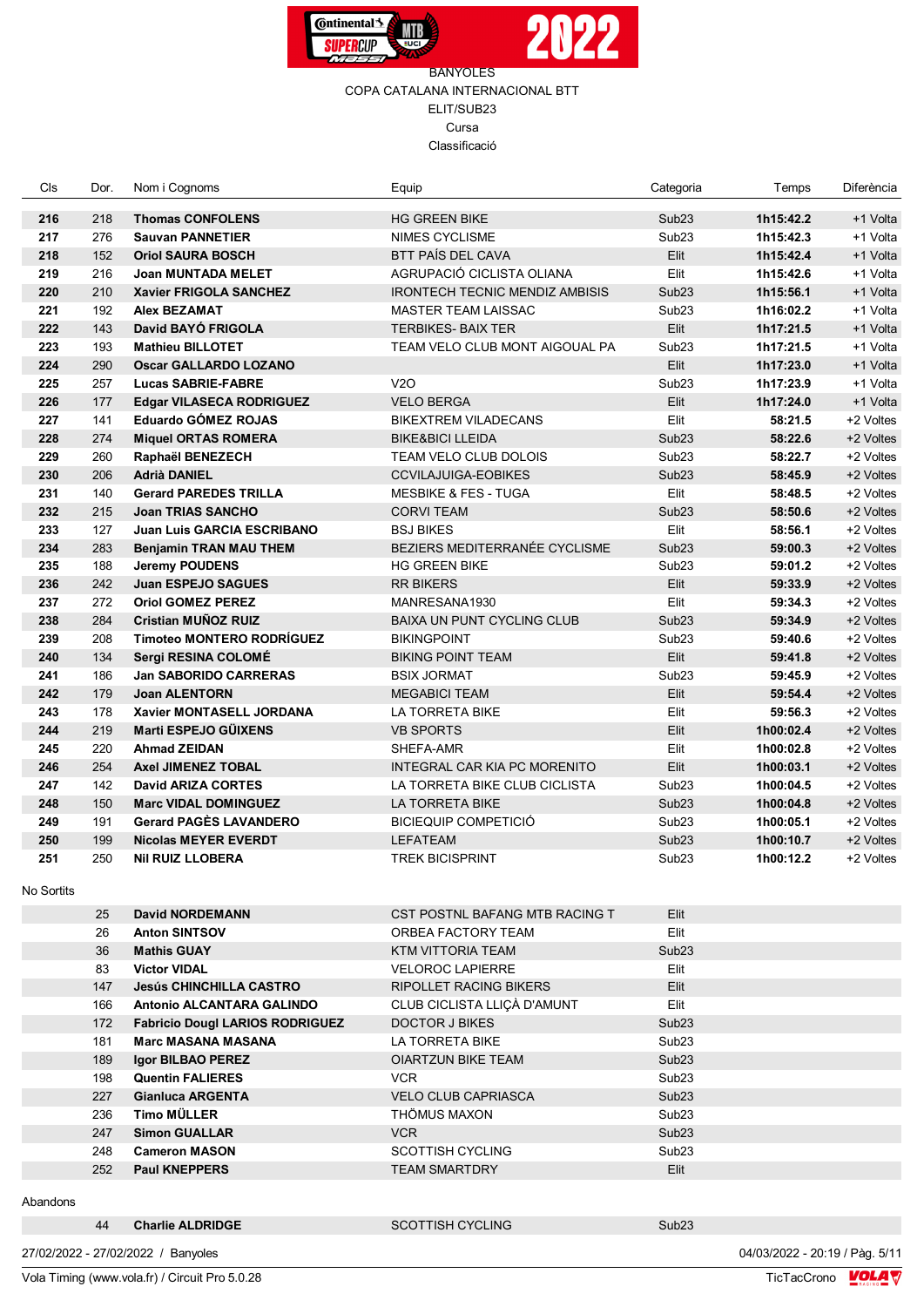BANYOLES

COPA CATALANA INTERNACIONAL BTT

ELIT/SUB23

Cursa

Classificació

| Cls | Dor. | Nom i Cognoms | Equip | Categoria | Temps | Diferència |
|---|---|---|---|---|---|---|
| **216** | 218 | **Thomas CONFOLENS** | HG GREEN BIKE | Sub23 | **1h15:42.2** | +1 Volta |
| **217** | 276 | **Sauvan PANNETIER** | NIMES CYCLISME | Sub23 | **1h15:42.3** | +1 Volta |
| **218** | 152 | **Oriol SAURA BOSCH** | BTT PAÍS DEL CAVA | Elit | **1h15:42.4** | +1 Volta |
| **219** | 216 | **Joan MUNTADA MELET** | AGRUPACIÓ CICLISTA OLIANA | Elit | **1h15:42.6** | +1 Volta |
| **220** | 210 | **Xavier FRIGOLA SANCHEZ** | IRONTECH TECNIC MENDIZ AMBISIS | Sub23 | **1h15:56.1** | +1 Volta |
| **221** | 192 | **Alex BEZAMAT** | MASTER TEAM LAISSAC | Sub23 | **1h16:02.2** | +1 Volta |
| **222** | 143 | **David BAYÓ FRIGOLA** | TERBIKES- BAIX TER | Elit | **1h17:21.5** | +1 Volta |
| **223** | 193 | **Mathieu BILLOTET** | TEAM VELO CLUB MONT AIGOUAL PA | Sub23 | **1h17:21.5** | +1 Volta |
| **224** | 290 | **Oscar GALLARDO LOZANO** | | Elit | **1h17:23.0** | +1 Volta |
| **225** | 257 | **Lucas SABRIE-FABRE** | V2O | Sub23 | **1h17:23.9** | +1 Volta |
| **226** | 177 | **Edgar VILASECA RODRIGUEZ** | VELO BERGA | Elit | **1h17:24.0** | +1 Volta |
| **227** | 141 | **Eduardo GÓMEZ ROJAS** | BIKEXTREM VILADECANS | Elit | **58:21.5** | +2 Voltes |
| **228** | 274 | **Miquel ORTAS ROMERA** | BIKE&BICI LLEIDA | Sub23 | **58:22.6** | +2 Voltes |
| **229** | 260 | **Raphaël BENEZECH** | TEAM VELO CLUB DOLOIS | Sub23 | **58:22.7** | +2 Voltes |
| **230** | 206 | **Adrià DANIEL** | CCVILAJUIGA-EOBIKES | Sub23 | **58:45.9** | +2 Voltes |
| **231** | 140 | **Gerard PAREDES TRILLA** | MESBIKE & FES - TUGA | Elit | **58:48.5** | +2 Voltes |
| **232** | 215 | **Joan TRIAS SANCHO** | CORVI TEAM | Sub23 | **58:50.6** | +2 Voltes |
| **233** | 127 | **Juan Luis GARCIA ESCRIBANO** | BSJ BIKES | Elit | **58:56.1** | +2 Voltes |
| **234** | 283 | **Benjamin TRAN MAU THEM** | BEZIERS MEDITERRANÉE CYCLISME | Sub23 | **59:00.3** | +2 Voltes |
| **235** | 188 | **Jeremy POUDENS** | HG GREEN BIKE | Sub23 | **59:01.2** | +2 Voltes |
| **236** | 242 | **Juan ESPEJO SAGUES** | RR BIKERS | Elit | **59:33.9** | +2 Voltes |
| **237** | 272 | **Oriol GOMEZ PEREZ** | MANRESANA1930 | Elit | **59:34.3** | +2 Voltes |
| **238** | 284 | **Cristian MUÑOZ RUIZ** | BAIXA UN PUNT CYCLING CLUB | Sub23 | **59:34.9** | +2 Voltes |
| **239** | 208 | **Timoteo MONTERO RODRÍGUEZ** | BIKINGPOINT | Sub23 | **59:40.6** | +2 Voltes |
| **240** | 134 | **Sergi RESINA COLOMÉ** | BIKING POINT TEAM | Elit | **59:41.8** | +2 Voltes |
| **241** | 186 | **Jan SABORIDO CARRERAS** | BSIX JORMAT | Sub23 | **59:45.9** | +2 Voltes |
| **242** | 179 | **Joan ALENTORN** | MEGABICI TEAM | Elit | **59:54.4** | +2 Voltes |
| **243** | 178 | **Xavier MONTASELL JORDANA** | LA TORRETA BIKE | Elit | **59:56.3** | +2 Voltes |
| **244** | 219 | **Marti ESPEJO GÜIXENS** | VB SPORTS | Elit | **1h00:02.4** | +2 Voltes |
| **245** | 220 | **Ahmad ZEIDAN** | SHEFA-AMR | Elit | **1h00:02.8** | +2 Voltes |
| **246** | 254 | **Axel JIMENEZ TOBAL** | INTEGRAL CAR KIA PC MORENITO | Elit | **1h00:03.1** | +2 Voltes |
| **247** | 142 | **David ARIZA CORTES** | LA TORRETA BIKE CLUB CICLISTA | Sub23 | **1h00:04.5** | +2 Voltes |
| **248** | 150 | **Marc VIDAL DOMINGUEZ** | LA TORRETA BIKE | Sub23 | **1h00:04.8** | +2 Voltes |
| **249** | 191 | **Gerard PAGÈS LAVANDERO** | BICIEQUIP COMPETICIÓ | Sub23 | **1h00:05.1** | +2 Voltes |
| **250** | 199 | **Nicolas MEYER EVERDT** | LEFATEAM | Sub23 | **1h00:10.7** | +2 Voltes |
| **251** | 250 | **Nil RUIZ LLOBERA** | TREK BICISPRINT | Sub23 | **1h00:12.2** | +2 Voltes |

No Sortits

| Dor. | Nom i Cognoms | Equip | Categoria |
|---|---|---|---|
| 25 | **David NORDEMANN** | CST POSTNL BAFANG MTB RACING T | Elit |
| 26 | **Anton SINTSOV** | ORBEA FACTORY TEAM | Elit |
| 36 | **Mathis GUAY** | KTM VITTORIA TEAM | Sub23 |
| 83 | **Victor VIDAL** | VELOROC LAPIERRE | Elit |
| 147 | **Jesús CHINCHILLA CASTRO** | RIPOLLET RACING BIKERS | Elit |
| 166 | **Antonio ALCANTARA GALINDO** | CLUB CICLISTA LLIÇÀ D'AMUNT | Elit |
| 172 | **Fabricio Dougl LARIOS RODRIGUEZ** | DOCTOR J BIKES | Sub23 |
| 181 | **Marc MASANA MASANA** | LA TORRETA BIKE | Sub23 |
| 189 | **Igor BILBAO PEREZ** | OIARTZUN BIKE TEAM | Sub23 |
| 198 | **Quentin FALIERES** | VCR | Sub23 |
| 227 | **Gianluca ARGENTA** | VELO CLUB CAPRIASCA | Sub23 |
| 236 | **Timo MÜLLER** | THÖMUS MAXON | Sub23 |
| 247 | **Simon GUALLAR** | VCR | Sub23 |
| 248 | **Cameron MASON** | SCOTTISH CYCLING | Sub23 |
| 252 | **Paul KNEPPERS** | TEAM SMARTDRY | Elit |

Abandons

| Dor. | Nom i Cognoms | Equip | Categoria |
|---|---|---|---|
| 44 | **Charlie ALDRIDGE** | SCOTTISH CYCLING | Sub23 |

27/02/2022 - 27/02/2022 / Banyoles

04/03/2022 - 20:19

Vola Timing (www.vola.fr) / Circuit Pro 5.0.28

TicTacCrono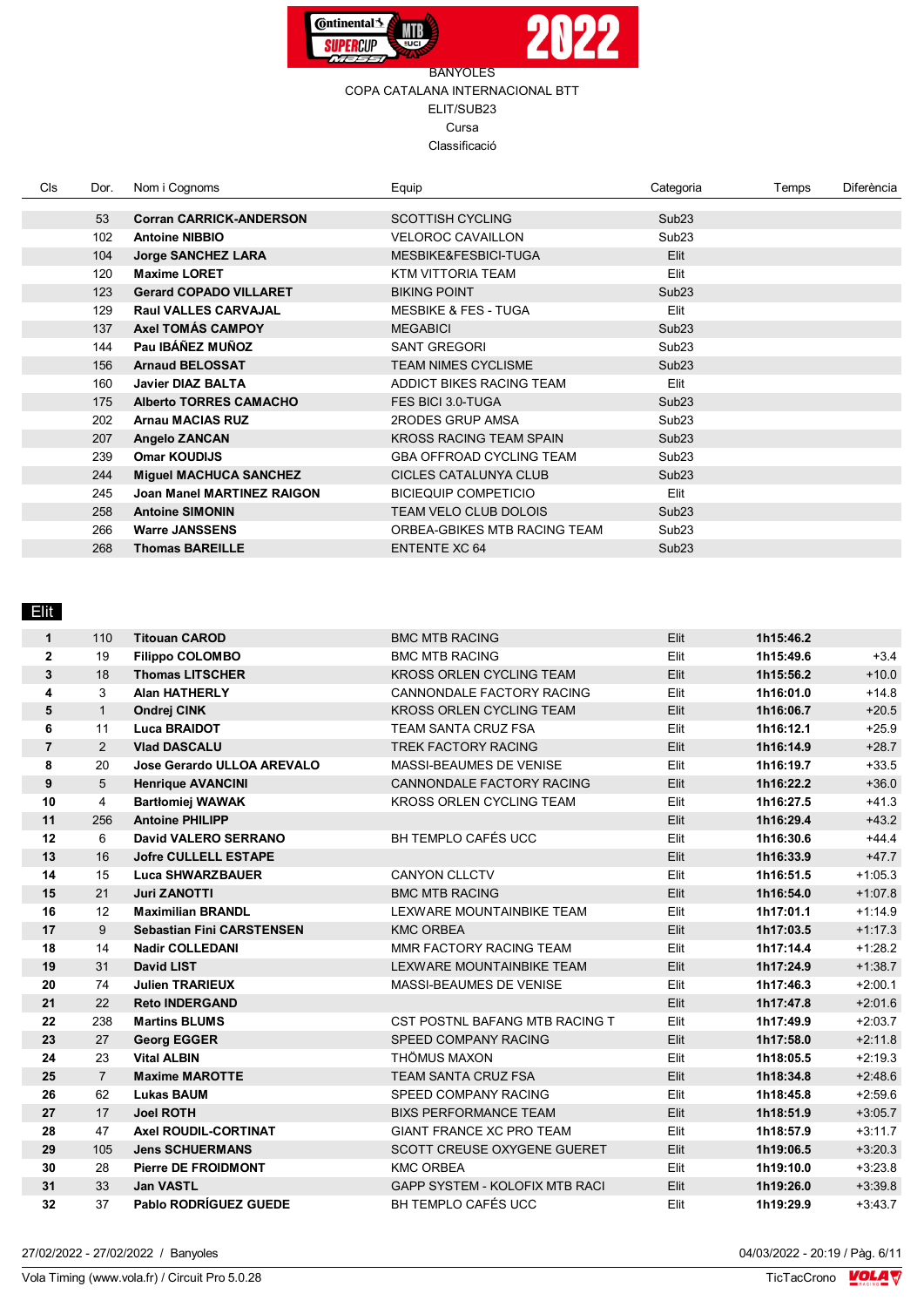BANYOLES

COPA CATALANA INTERNACIONAL BTT

ELIT/SUB23

Cursa

Classificació

| Cls | Dor. | Nom i Cognoms | Equip | Categoria | Temps | Diferència |
|---|---|---|---|---|---|---|
| | 53 | **Corran CARRICK-ANDERSON** | SCOTTISH CYCLING | Sub23 | | |
| | 102 | **Antoine NIBBIO** | VELOROC CAVAILLON | Sub23 | | |
| | 104 | **Jorge SANCHEZ LARA** | MESBIKE&FESBICI-TUGA | Elit | | |
| | 120 | **Maxime LORET** | KTM VITTORIA TEAM | Elit | | |
| | 123 | **Gerard COPADO VILLARET** | BIKING POINT | Sub23 | | |
| | 129 | **Raul VALLES CARVAJAL** | MESBIKE & FES - TUGA | Elit | | |
| | 137 | **Axel TOMÁS CAMPOY** | MEGABICI | Sub23 | | |
| | 144 | **Pau IBÁÑEZ MUÑOZ** | SANT GREGORI | Sub23 | | |
| | 156 | **Arnaud BELOSSAT** | TEAM NIMES CYCLISME | Sub23 | | |
| | 160 | **Javier DIAZ BALTA** | ADDICT BIKES RACING TEAM | Elit | | |
| | 175 | **Alberto TORRES CAMACHO** | FES BICI 3.0-TUGA | Sub23 | | |
| | 202 | **Arnau MACIAS RUZ** | 2RODES GRUP AMSA | Sub23 | | |
| | 207 | **Angelo ZANCAN** | KROSS RACING TEAM SPAIN | Sub23 | | |
| | 239 | **Omar KOUDIJS** | GBA OFFROAD CYCLING TEAM | Sub23 | | |
| | 244 | **Miguel MACHUCA SANCHEZ** | CICLES CATALUNYA CLUB | Sub23 | | |
| | 245 | **Joan Manel MARTINEZ RAIGON** | BICIEQUIP COMPETICIO | Elit | | |
| | 258 | **Antoine SIMONIN** | TEAM VELO CLUB DOLOIS | Sub23 | | |
| | 266 | **Warre JANSSENS** | ORBEA-GBIKES MTB RACING TEAM | Sub23 | | |
| | 268 | **Thomas BAREILLE** | ENTENTE XC 64 | Sub23 | | |

## Elit

| Cls | Dor. | Nom i Cognoms | Equip | Categoria | Temps | Diferència |
|---|---|---|---|---|---|---|
| **1** | 110 | **Titouan CAROD** | BMC MTB RACING | Elit | **1h15:46.2** | |
| **2** | 19 | **Filippo COLOMBO** | BMC MTB RACING | Elit | **1h15:49.6** | +3.4 |
| **3** | 18 | **Thomas LITSCHER** | KROSS ORLEN CYCLING TEAM | Elit | **1h15:56.2** | +10.0 |
| **4** | 3 | **Alan HATHERLY** | CANNONDALE FACTORY RACING | Elit | **1h16:01.0** | +14.8 |
| **5** | 1 | **Ondrej CINK** | KROSS ORLEN CYCLING TEAM | Elit | **1h16:06.7** | +20.5 |
| **6** | 11 | **Luca BRAIDOT** | TEAM SANTA CRUZ FSA | Elit | **1h16:12.1** | +25.9 |
| **7** | 2 | **Vlad DASCALU** | TREK FACTORY RACING | Elit | **1h16:14.9** | +28.7 |
| **8** | 20 | **Jose Gerardo ULLOA AREVALO** | MASSI-BEAUMES DE VENISE | Elit | **1h16:19.7** | +33.5 |
| **9** | 5 | **Henrique AVANCINI** | CANNONDALE FACTORY RACING | Elit | **1h16:22.2** | +36.0 |
| **10** | 4 | **Bartłomiej WAWAK** | KROSS ORLEN CYCLING TEAM | Elit | **1h16:27.5** | +41.3 |
| **11** | 256 | **Antoine PHILIPP** | | Elit | **1h16:29.4** | +43.2 |
| **12** | 6 | **David VALERO SERRANO** | BH TEMPLO CAFÉS UCC | Elit | **1h16:30.6** | +44.4 |
| **13** | 16 | **Jofre CULLELL ESTAPE** | | Elit | **1h16:33.9** | +47.7 |
| **14** | 15 | **Luca SHWARZBAUER** | CANYON CLLCTV | Elit | **1h16:51.5** | +1:05.3 |
| **15** | 21 | **Juri ZANOTTI** | BMC MTB RACING | Elit | **1h16:54.0** | +1:07.8 |
| **16** | 12 | **Maximilian BRANDL** | LEXWARE MOUNTAINBIKE TEAM | Elit | **1h17:01.1** | +1:14.9 |
| **17** | 9 | **Sebastian Fini CARSTENSEN** | KMC ORBEA | Elit | **1h17:03.5** | +1:17.3 |
| **18** | 14 | **Nadir COLLEDANI** | MMR FACTORY RACING TEAM | Elit | **1h17:14.4** | +1:28.2 |
| **19** | 31 | **David LIST** | LEXWARE MOUNTAINBIKE TEAM | Elit | **1h17:24.9** | +1:38.7 |
| **20** | 74 | **Julien TRARIEUX** | MASSI-BEAUMES DE VENISE | Elit | **1h17:46.3** | +2:00.1 |
| **21** | 22 | **Reto INDERGAND** | | Elit | **1h17:47.8** | +2:01.6 |
| **22** | 238 | **Martins BLUMS** | CST POSTNL BAFANG MTB RACING T | Elit | **1h17:49.9** | +2:03.7 |
| **23** | 27 | **Georg EGGER** | SPEED COMPANY RACING | Elit | **1h17:58.0** | +2:11.8 |
| **24** | 23 | **Vital ALBIN** | THÖMUS MAXON | Elit | **1h18:05.5** | +2:19.3 |
| **25** | 7 | **Maxime MAROTTE** | TEAM SANTA CRUZ FSA | Elit | **1h18:34.8** | +2:48.6 |
| **26** | 62 | **Lukas BAUM** | SPEED COMPANY RACING | Elit | **1h18:45.8** | +2:59.6 |
| **27** | 17 | **Joel ROTH** | BIXS PERFORMANCE TEAM | Elit | **1h18:51.9** | +3:05.7 |
| **28** | 47 | **Axel ROUDIL-CORTINAT** | GIANT FRANCE XC PRO TEAM | Elit | **1h18:57.9** | +3:11.7 |
| **29** | 105 | **Jens SCHUERMANS** | SCOTT CREUSE OXYGENE GUERET | Elit | **1h19:06.5** | +3:20.3 |
| **30** | 28 | **Pierre DE FROIDMONT** | KMC ORBEA | Elit | **1h19:10.0** | +3:23.8 |
| **31** | 33 | **Jan VASTL** | GAPP SYSTEM - KOLOFIX MTB RACI | Elit | **1h19:26.0** | +3:39.8 |
| **32** | 37 | **Pablo RODRÍGUEZ GUEDE** | BH TEMPLO CAFÉS UCC | Elit | **1h19:29.9** | +3:43.7 |

27/02/2022 - 27/02/2022 / Banyoles

Vola Timing (www.vola.fr) / Circuit Pro 5.0.28

04/03/2022 - 20:19

TicTacCrono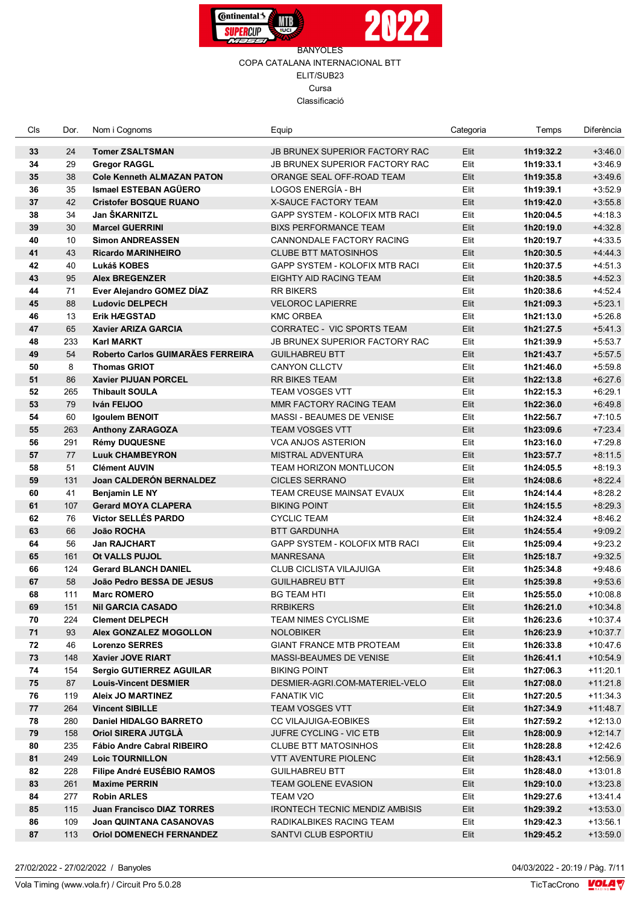BANYOLES

COPA CATALANA INTERNACIONAL BTT

ELIT/SUB23

Cursa

Classificació

| Cls | Dor. | Nom i Cognoms | Equip | Categoria | Temps | Diferència |
|---|---|---|---|---|---|---|
| **33** | 24 | **Tomer ZSALTSMAN** | JB BRUNEX SUPERIOR FACTORY RAC | Elit | **1h19:32.2** | +3:46.0 |
| **34** | 29 | **Gregor RAGGL** | JB BRUNEX SUPERIOR FACTORY RAC | Elit | **1h19:33.1** | +3:46.9 |
| **35** | 38 | **Cole Kenneth ALMAZAN PATON** | ORANGE SEAL OFF-ROAD TEAM | Elit | **1h19:35.8** | +3:49.6 |
| **36** | 35 | **Ismael ESTEBAN AGÜERO** | LOGOS ENERGÍA - BH | Elit | **1h19:39.1** | +3:52.9 |
| **37** | 42 | **Cristofer BOSQUE RUANO** | X-SAUCE FACTORY TEAM | Elit | **1h19:42.0** | +3:55.8 |
| **38** | 34 | **Jan ŠKARNITZL** | GAPP SYSTEM - KOLOFIX MTB RACI | Elit | **1h20:04.5** | +4:18.3 |
| **39** | 30 | **Marcel GUERRINI** | BIXS PERFORMANCE TEAM | Elit | **1h20:19.0** | +4:32.8 |
| **40** | 10 | **Simon ANDREASSEN** | CANNONDALE FACTORY RACING | Elit | **1h20:19.7** | +4:33.5 |
| **41** | 43 | **Ricardo MARINHEIRO** | CLUBE BTT MATOSINHOS | Elit | **1h20:30.5** | +4:44.3 |
| **42** | 40 | **Lukáš KOBES** | GAPP SYSTEM - KOLOFIX MTB RACI | Elit | **1h20:37.5** | +4:51.3 |
| **43** | 95 | **Alex BREGENZER** | EIGHTY AID RACING TEAM | Elit | **1h20:38.5** | +4:52.3 |
| **44** | 71 | **Ever Alejandro GOMEZ DÍAZ** | RR BIKERS | Elit | **1h20:38.6** | +4:52.4 |
| **45** | 88 | **Ludovic DELPECH** | VELOROC LAPIERRE | Elit | **1h21:09.3** | +5:23.1 |
| **46** | 13 | **Erik HÆGSTAD** | KMC ORBEA | Elit | **1h21:13.0** | +5:26.8 |
| **47** | 65 | **Xavier ARIZA GARCIA** | CORRATEC - VIC SPORTS TEAM | Elit | **1h21:27.5** | +5:41.3 |
| **48** | 233 | **Karl MARKT** | JB BRUNEX SUPERIOR FACTORY RAC | Elit | **1h21:39.9** | +5:53.7 |
| **49** | 54 | **Roberto Carlos GUIMARÃES FERREIRA** | GUILHABREU BTT | Elit | **1h21:43.7** | +5:57.5 |
| **50** | 8 | **Thomas GRIOT** | CANYON CLLCTV | Elit | **1h21:46.0** | +5:59.8 |
| **51** | 86 | **Xavier PIJUAN PORCEL** | RR BIKES TEAM | Elit | **1h22:13.8** | +6:27.6 |
| **52** | 265 | **Thibault SOULA** | TEAM VOSGES VTT | Elit | **1h22:15.3** | +6:29.1 |
| **53** | 79 | **Iván FEIJOO** | MMR FACTORY RACING TEAM | Elit | **1h22:36.0** | +6:49.8 |
| **54** | 60 | **Igoulem BENOIT** | MASSI - BEAUMES DE VENISE | Elit | **1h22:56.7** | +7:10.5 |
| **55** | 263 | **Anthony ZARAGOZA** | TEAM VOSGES VTT | Elit | **1h23:09.6** | +7:23.4 |
| **56** | 291 | **Rémy DUQUESNE** | VCA ANJOS ASTERION | Elit | **1h23:16.0** | +7:29.8 |
| **57** | 77 | **Luuk CHAMBEYRON** | MISTRAL ADVENTURA | Elit | **1h23:57.7** | +8:11.5 |
| **58** | 51 | **Clément AUVIN** | TEAM HORIZON MONTLUCON | Elit | **1h24:05.5** | +8:19.3 |
| **59** | 131 | **Joan CALDERÓN BERNALDEZ** | CICLES SERRANO | Elit | **1h24:08.6** | +8:22.4 |
| **60** | 41 | **Benjamin LE NY** | TEAM CREUSE MAINSAT EVAUX | Elit | **1h24:14.4** | +8:28.2 |
| **61** | 107 | **Gerard MOYA CLAPERA** | BIKING POINT | Elit | **1h24:15.5** | +8:29.3 |
| **62** | 76 | **Victor SELLÉS PARDO** | CYCLIC TEAM | Elit | **1h24:32.4** | +8:46.2 |
| **63** | 66 | **João ROCHA** | BTT GARDUNHA | Elit | **1h24:55.4** | +9:09.2 |
| **64** | 56 | **Jan RAJCHART** | GAPP SYSTEM - KOLOFIX MTB RACI | Elit | **1h25:09.4** | +9:23.2 |
| **65** | 161 | **Ot VALLS PUJOL** | MANRESANA | Elit | **1h25:18.7** | +9:32.5 |
| **66** | 124 | **Gerard BLANCH DANIEL** | CLUB CICLISTA VILAJUIGA | Elit | **1h25:34.8** | +9:48.6 |
| **67** | 58 | **João Pedro BESSA DE JESUS** | GUILHABREU BTT | Elit | **1h25:39.8** | +9:53.6 |
| **68** | 111 | **Marc ROMERO** | BG TEAM HTI | Elit | **1h25:55.0** | +10:08.8 |
| **69** | 151 | **Nil GARCIA CASADO** | RRBIKERS | Elit | **1h26:21.0** | +10:34.8 |
| **70** | 224 | **Clement DELPECH** | TEAM NIMES CYCLISME | Elit | **1h26:23.6** | +10:37.4 |
| **71** | 93 | **Alex GONZALEZ MOGOLLON** | NOLOBIKER | Elit | **1h26:23.9** | +10:37.7 |
| **72** | 46 | **Lorenzo SERRES** | GIANT FRANCE MTB PROTEAM | Elit | **1h26:33.8** | +10:47.6 |
| **73** | 148 | **Xavier JOVE RIART** | MASSI-BEAUMES DE VENISE | Elit | **1h26:41.1** | +10:54.9 |
| **74** | 154 | **Sergio GUTIERREZ AGUILAR** | BIKING POINT | Elit | **1h27:06.3** | +11:20.1 |
| **75** | 87 | **Louis-Vincent DESMIER** | DESMIER-AGRI.COM-MATERIEL-VELO | Elit | **1h27:08.0** | +11:21.8 |
| **76** | 119 | **Aleix JO MARTINEZ** | FANATIK VIC | Elit | **1h27:20.5** | +11:34.3 |
| **77** | 264 | **Vincent SIBILLE** | TEAM VOSGES VTT | Elit | **1h27:34.9** | +11:48.7 |
| **78** | 280 | **Daniel HIDALGO BARRETO** | CC VILAJUIGA-EOBIKES | Elit | **1h27:59.2** | +12:13.0 |
| **79** | 158 | **Oriol SIRERA JUTGLÀ** | JUFRE CYCLING - VIC ETB | Elit | **1h28:00.9** | +12:14.7 |
| **80** | 235 | **Fábio Andre Cabral RIBEIRO** | CLUBE BTT MATOSINHOS | Elit | **1h28:28.8** | +12:42.6 |
| **81** | 249 | **Loic TOURNILLON** | VTT AVENTURE PIOLENC | Elit | **1h28:43.1** | +12:56.9 |
| **82** | 228 | **Filipe André EUSÉBIO RAMOS** | GUILHABREU BTT | Elit | **1h28:48.0** | +13:01.8 |
| **83** | 261 | **Maxime PERRIN** | TEAM GOLENE EVASION | Elit | **1h29:10.0** | +13:23.8 |
| **84** | 277 | **Robin ARLES** | TEAM V2O | Elit | **1h29:27.6** | +13:41.4 |
| **85** | 115 | **Juan Francisco DIAZ TORRES** | IRONTECH TECNIC MENDIZ AMBISIS | Elit | **1h29:39.2** | +13:53.0 |
| **86** | 109 | **Joan QUINTANA CASANOVAS** | RADIKALBIKES RACING TEAM | Elit | **1h29:42.3** | +13:56.1 |
| **87** | 113 | **Oriol DOMENECH FERNANDEZ** | SANTVI CLUB ESPORTIU | Elit | **1h29:45.2** | +13:59.0 |

27/02/2022 - 27/02/2022 / Banyoles

04/03/2022 - 20:19

Vola Timing (www.vola.fr) / Circuit Pro 5.0.28

TicTacCrono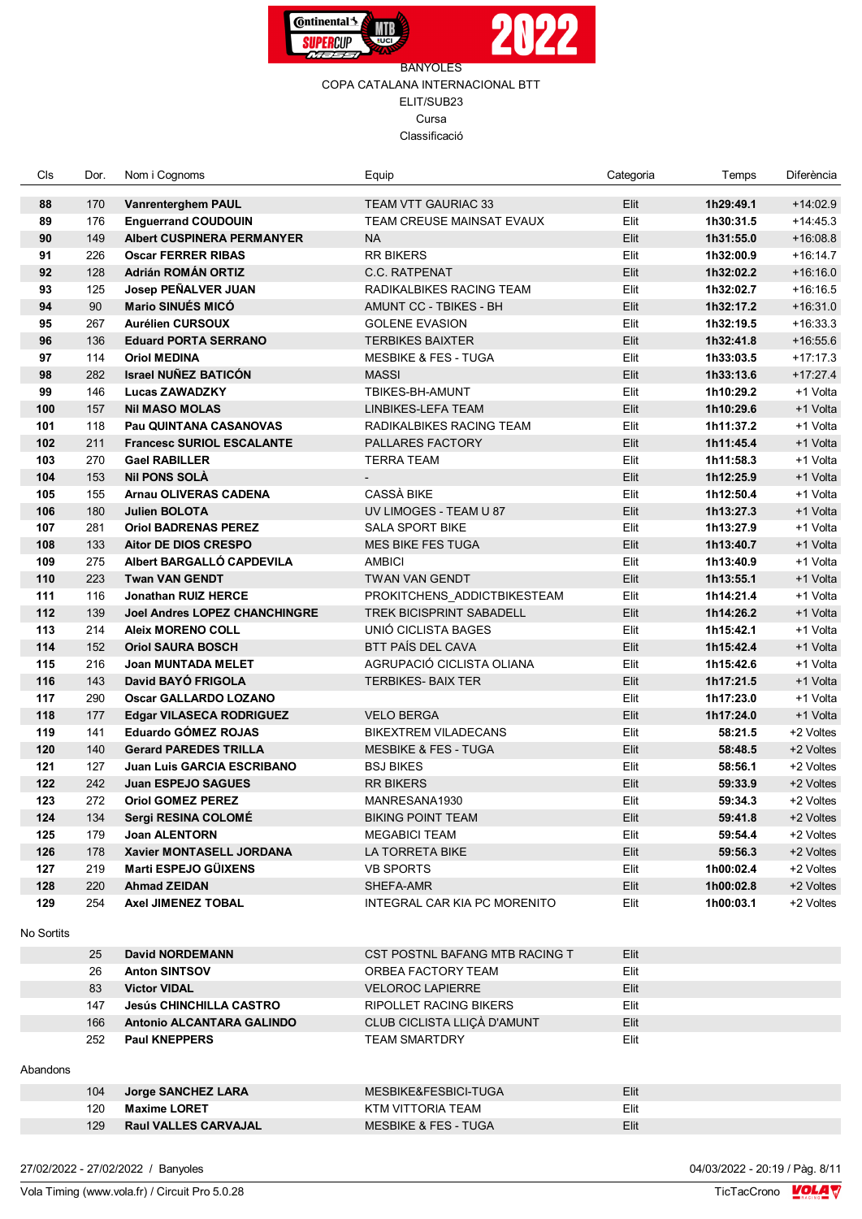BANYOLES

COPA CATALANA INTERNACIONAL BTT

ELIT/SUB23

Cursa

Classificació

| Cls | Dor. | Nom i Cognoms | Equip | Categoria | Temps | Diferència |
|---|---|---|---|---|---|---|
| 88 | 170 | **Vanrenterghem PAUL** | TEAM VTT GAURIAC 33 | Elit | **1h29:49.1** | +14:02.9 |
| 89 | 176 | **Enguerrand COUDOUIN** | TEAM CREUSE MAINSAT EVAUX | Elit | **1h30:31.5** | +14:45.3 |
| 90 | 149 | **Albert CUSPINERA PERMANYER** | NA | Elit | **1h31:55.0** | +16:08.8 |
| 91 | 226 | **Oscar FERRER RIBAS** | RR BIKERS | Elit | **1h32:00.9** | +16:14.7 |
| 92 | 128 | **Adrián ROMÁN ORTIZ** | C.C. RATPENAT | Elit | **1h32:02.2** | +16:16.0 |
| 93 | 125 | **Josep PEÑALVER JUAN** | RADIKALBIKES RACING TEAM | Elit | **1h32:02.7** | +16:16.5 |
| 94 | 90 | **Mario SINUÉS MICÓ** | AMUNT CC - TBIKES - BH | Elit | **1h32:17.2** | +16:31.0 |
| 95 | 267 | **Aurélien CURSOUX** | GOLENE EVASION | Elit | **1h32:19.5** | +16:33.3 |
| 96 | 136 | **Eduard PORTA SERRANO** | TERBIKES BAIXTER | Elit | **1h32:41.8** | +16:55.6 |
| 97 | 114 | **Oriol MEDINA** | MESBIKE & FES - TUGA | Elit | **1h33:03.5** | +17:17.3 |
| 98 | 282 | **Israel NUÑEZ BATICÓN** | MASSI | Elit | **1h33:13.6** | +17:27.4 |
| 99 | 146 | **Lucas ZAWADZKY** | TBIKES-BH-AMUNT | Elit | **1h10:29.2** | +1 Volta |
| 100 | 157 | **Nil MASO MOLAS** | LINBIKES-LEFA TEAM | Elit | **1h10:29.6** | +1 Volta |
| 101 | 118 | **Pau QUINTANA CASANOVAS** | RADIKALBIKES RACING TEAM | Elit | **1h11:37.2** | +1 Volta |
| 102 | 211 | **Francesc SURIOL ESCALANTE** | PALLARES FACTORY | Elit | **1h11:45.4** | +1 Volta |
| 103 | 270 | **Gael RABILLER** | TERRA TEAM | Elit | **1h11:58.3** | +1 Volta |
| 104 | 153 | **Nil PONS SOLÀ** | - | Elit | **1h12:25.9** | +1 Volta |
| 105 | 155 | **Arnau OLIVERAS CADENA** | CASSÀ BIKE | Elit | **1h12:50.4** | +1 Volta |
| 106 | 180 | **Julien BOLOTA** | UV LIMOGES - TEAM U 87 | Elit | **1h13:27.3** | +1 Volta |
| 107 | 281 | **Oriol BADRENAS PEREZ** | SALA SPORT BIKE | Elit | **1h13:27.9** | +1 Volta |
| 108 | 133 | **Aitor DE DIOS CRESPO** | MES BIKE FES TUGA | Elit | **1h13:40.7** | +1 Volta |
| 109 | 275 | **Albert BARGALLÓ CAPDEVILA** | AMBICI | Elit | **1h13:40.9** | +1 Volta |
| 110 | 223 | **Twan VAN GENDT** | TWAN VAN GENDT | Elit | **1h13:55.1** | +1 Volta |
| 111 | 116 | **Jonathan RUIZ HERCE** | PROKITCHENS_ADDICTBIKESTEAM | Elit | **1h14:21.4** | +1 Volta |
| 112 | 139 | **Joel Andres LOPEZ CHANCHINGRE** | TREK BICISPRINT SABADELL | Elit | **1h14:26.2** | +1 Volta |
| 113 | 214 | **Aleix MORENO COLL** | UNIÓ CICLISTA BAGES | Elit | **1h15:42.1** | +1 Volta |
| 114 | 152 | **Oriol SAURA BOSCH** | BTT PAÍS DEL CAVA | Elit | **1h15:42.4** | +1 Volta |
| 115 | 216 | **Joan MUNTADA MELET** | AGRUPACIÓ CICLISTA OLIANA | Elit | **1h15:42.6** | +1 Volta |
| 116 | 143 | **David BAYÓ FRIGOLA** | TERBIKES- BAIX TER | Elit | **1h17:21.5** | +1 Volta |
| 117 | 290 | **Oscar GALLARDO LOZANO** | | Elit | **1h17:23.0** | +1 Volta |
| 118 | 177 | **Edgar VILASECA RODRIGUEZ** | VELO BERGA | Elit | **1h17:24.0** | +1 Volta |
| 119 | 141 | **Eduardo GÓMEZ ROJAS** | BIKEXTREM VILADECANS | Elit | **58:21.5** | +2 Voltes |
| 120 | 140 | **Gerard PAREDES TRILLA** | MESBIKE & FES - TUGA | Elit | **58:48.5** | +2 Voltes |
| 121 | 127 | **Juan Luis GARCIA ESCRIBANO** | BSJ BIKES | Elit | **58:56.1** | +2 Voltes |
| 122 | 242 | **Juan ESPEJO SAGUES** | RR BIKERS | Elit | **59:33.9** | +2 Voltes |
| 123 | 272 | **Oriol GOMEZ PEREZ** | MANRESANA1930 | Elit | **59:34.3** | +2 Voltes |
| 124 | 134 | **Sergi RESINA COLOMÉ** | BIKING POINT TEAM | Elit | **59:41.8** | +2 Voltes |
| 125 | 179 | **Joan ALENTORN** | MEGABICI TEAM | Elit | **59:54.4** | +2 Voltes |
| 126 | 178 | **Xavier MONTASELL JORDANA** | LA TORRETA BIKE | Elit | **59:56.3** | +2 Voltes |
| 127 | 219 | **Marti ESPEJO GÜIXENS** | VB SPORTS | Elit | **1h00:02.4** | +2 Voltes |
| 128 | 220 | **Ahmad ZEIDAN** | SHEFA-AMR | Elit | **1h00:02.8** | +2 Voltes |
| 129 | 254 | **Axel JIMENEZ TOBAL** | INTEGRAL CAR KIA PC MORENITO | Elit | **1h00:03.1** | +2 Voltes |

No Sortits

| Dor. | Nom i Cognoms | Equip | Categoria |
|---|---|---|---|
| 25 | **David NORDEMANN** | CST POSTNL BAFANG MTB RACING T | Elit |
| 26 | **Anton SINTSOV** | ORBEA FACTORY TEAM | Elit |
| 83 | **Victor VIDAL** | VELOROC LAPIERRE | Elit |
| 147 | **Jesús CHINCHILLA CASTRO** | RIPOLLET RACING BIKERS | Elit |
| 166 | **Antonio ALCANTARA GALINDO** | CLUB CICLISTA LLIÇÀ D'AMUNT | Elit |
| 252 | **Paul KNEPPERS** | TEAM SMARTDRY | Elit |

Abandons

| Dor. | Nom i Cognoms | Equip | Categoria |
|---|---|---|---|
| 104 | **Jorge SANCHEZ LARA** | MESBIKE&FESBICI-TUGA | Elit |
| 120 | **Maxime LORET** | KTM VITTORIA TEAM | Elit |
| 129 | **Raul VALLES CARVAJAL** | MESBIKE & FES - TUGA | Elit |

27/02/2022 - 27/02/2022 / Banyoles

04/03/2022 - 20:19

Vola Timing (www.vola.fr) / Circuit Pro 5.0.28

TicTacCrono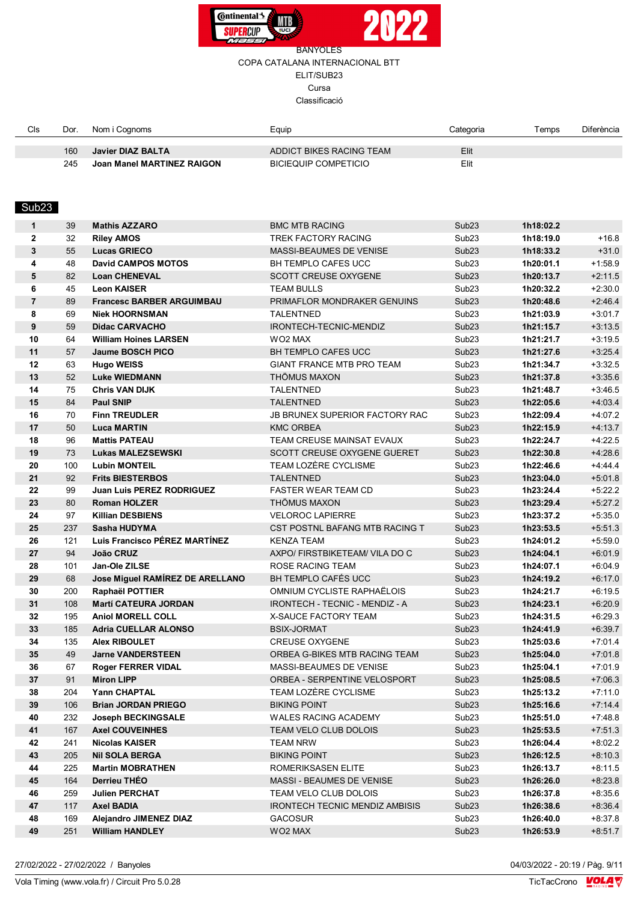BANYOLES

COPA CATALANA INTERNACIONAL BTT

ELIT/SUB23

Cursa

Classificació

| Cls | Dor. | Nom i Cognoms | Equip | Categoria | Temps | Diferència |
|---|---|---|---|---|---|---|
| | 160 | **Javier DIAZ BALTA** | ADDICT BIKES RACING TEAM | Elit | | |
| | 245 | **Joan Manel MARTINEZ RAIGON** | BICIEQUIP COMPETICIO | Elit | | |

## Sub23

| Cls | Dor. | Nom i Cognoms | Equip | Categoria | Temps | Diferència |
|---|---|---|---|---|---|---|
| **1** | 39 | **Mathis AZZARO** | BMC MTB RACING | Sub23 | **1h18:02.2** | |
| **2** | 32 | **Riley AMOS** | TREK FACTORY RACING | Sub23 | **1h18:19.0** | +16.8 |
| **3** | 55 | **Lucas GRIECO** | MASSI-BEAUMES DE VENISE | Sub23 | **1h18:33.2** | +31.0 |
| **4** | 48 | **David CAMPOS MOTOS** | BH TEMPLO CAFES UCC | Sub23 | **1h20:01.1** | +1:58.9 |
| **5** | 82 | **Loan CHENEVAL** | SCOTT CREUSE OXYGENE | Sub23 | **1h20:13.7** | +2:11.5 |
| **6** | 45 | **Leon KAISER** | TEAM BULLS | Sub23 | **1h20:32.2** | +2:30.0 |
| **7** | 89 | **Francesc BARBER ARGUIMBAU** | PRIMAFLOR MONDRAKER GENUINS | Sub23 | **1h20:48.6** | +2:46.4 |
| **8** | 69 | **Niek HOORNSMAN** | TALENTNED | Sub23 | **1h21:03.9** | +3:01.7 |
| **9** | 59 | **Didac CARVACHO** | IRONTECH-TECNIC-MENDIZ | Sub23 | **1h21:15.7** | +3:13.5 |
| **10** | 64 | **William Hoines LARSEN** | WO2 MAX | Sub23 | **1h21:21.7** | +3:19.5 |
| **11** | 57 | **Jaume BOSCH PICO** | BH TEMPLO CAFES UCC | Sub23 | **1h21:27.6** | +3:25.4 |
| **12** | 63 | **Hugo WEISS** | GIANT FRANCE MTB PRO TEAM | Sub23 | **1h21:34.7** | +3:32.5 |
| **13** | 52 | **Luke WIEDMANN** | THÖMUS MAXON | Sub23 | **1h21:37.8** | +3:35.6 |
| **14** | 75 | **Chris VAN DIJK** | TALENTNED | Sub23 | **1h21:48.7** | +3:46.5 |
| **15** | 84 | **Paul SNIP** | TALENTNED | Sub23 | **1h22:05.6** | +4:03.4 |
| **16** | 70 | **Finn TREUDLER** | JB BRUNEX SUPERIOR FACTORY RAC | Sub23 | **1h22:09.4** | +4:07.2 |
| **17** | 50 | **Luca MARTIN** | KMC ORBEA | Sub23 | **1h22:15.9** | +4:13.7 |
| **18** | 96 | **Mattis PATEAU** | TEAM CREUSE MAINSAT EVAUX | Sub23 | **1h22:24.7** | +4:22.5 |
| **19** | 73 | **Lukas MALEZSEWSKI** | SCOTT CREUSE OXYGENE GUERET | Sub23 | **1h22:30.8** | +4:28.6 |
| **20** | 100 | **Lubin MONTEIL** | TEAM LOZÈRE CYCLISME | Sub23 | **1h22:46.6** | +4:44.4 |
| **21** | 92 | **Frits BIESTERBOS** | TALENTNED | Sub23 | **1h23:04.0** | +5:01.8 |
| **22** | 99 | **Juan Luis PEREZ RODRIGUEZ** | FASTER WEAR TEAM CD | Sub23 | **1h23:24.4** | +5:22.2 |
| **23** | 80 | **Roman HOLZER** | THÖMUS MAXON | Sub23 | **1h23:29.4** | +5:27.2 |
| **24** | 97 | **Killian DESBIENS** | VELOROC LAPIERRE | Sub23 | **1h23:37.2** | +5:35.0 |
| **25** | 237 | **Sasha HUDYMA** | CST POSTNL BAFANG MTB RACING T | Sub23 | **1h23:53.5** | +5:51.3 |
| **26** | 121 | **Luis Francisco PÉREZ MARTÍNEZ** | KENZA TEAM | Sub23 | **1h24:01.2** | +5:59.0 |
| **27** | 94 | **João CRUZ** | AXPO/ FIRSTBIKETEAM/ VILA DO C | Sub23 | **1h24:04.1** | +6:01.9 |
| **28** | 101 | **Jan-Ole ZILSE** | ROSE RACING TEAM | Sub23 | **1h24:07.1** | +6:04.9 |
| **29** | 68 | **Jose Miguel RAMÍREZ DE ARELLANO** | BH TEMPLO CAFÉS UCC | Sub23 | **1h24:19.2** | +6:17.0 |
| **30** | 200 | **Raphaël POTTIER** | OMNIUM CYCLISTE RAPHAËLOIS | Sub23 | **1h24:21.7** | +6:19.5 |
| **31** | 108 | **Martí CATEURA JORDAN** | IRONTECH - TECNIC - MENDIZ - A | Sub23 | **1h24:23.1** | +6:20.9 |
| **32** | 195 | **Aniol MORELL COLL** | X-SAUCE FACTORY TEAM | Sub23 | **1h24:31.5** | +6:29.3 |
| **33** | 185 | **Adria CUELLAR ALONSO** | BSIX-JORMAT | Sub23 | **1h24:41.9** | +6:39.7 |
| **34** | 135 | **Alex RIBOULET** | CREUSE OXYGENE | Sub23 | **1h25:03.6** | +7:01.4 |
| **35** | 49 | **Jarne VANDERSTEEN** | ORBEA G-BIKES MTB RACING TEAM | Sub23 | **1h25:04.0** | +7:01.8 |
| **36** | 67 | **Roger FERRER VIDAL** | MASSI-BEAUMES DE VENISE | Sub23 | **1h25:04.1** | +7:01.9 |
| **37** | 91 | **Miron LIPP** | ORBEA - SERPENTINE VELOSPORT | Sub23 | **1h25:08.5** | +7:06.3 |
| **38** | 204 | **Yann CHAPTAL** | TEAM LOZÈRE CYCLISME | Sub23 | **1h25:13.2** | +7:11.0 |
| **39** | 106 | **Brian JORDAN PRIEGO** | BIKING POINT | Sub23 | **1h25:16.6** | +7:14.4 |
| **40** | 232 | **Joseph BECKINGSALE** | WALES RACING ACADEMY | Sub23 | **1h25:51.0** | +7:48.8 |
| **41** | 167 | **Axel COUVEINHES** | TEAM VELO CLUB DOLOIS | Sub23 | **1h25:53.5** | +7:51.3 |
| **42** | 241 | **Nicolas KAISER** | TEAM NRW | Sub23 | **1h26:04.4** | +8:02.2 |
| **43** | 205 | **Nil SOLA BERGA** | BIKING POINT | Sub23 | **1h26:12.5** | +8:10.3 |
| **44** | 225 | **Martin MOBRATHEN** | ROMERIKSASEN ELITE | Sub23 | **1h26:13.7** | +8:11.5 |
| **45** | 164 | **Derrieu THÉO** | MASSI - BEAUMES DE VENISE | Sub23 | **1h26:26.0** | +8:23.8 |
| **46** | 259 | **Julien PERCHAT** | TEAM VELO CLUB DOLOIS | Sub23 | **1h26:37.8** | +8:35.6 |
| **47** | 117 | **Axel BADIA** | IRONTECH TECNIC MENDIZ AMBISIS | Sub23 | **1h26:38.6** | +8:36.4 |
| **48** | 169 | **Alejandro JIMENEZ DIAZ** | GACOSUR | Sub23 | **1h26:40.0** | +8:37.8 |
| **49** | 251 | **William HANDLEY** | WO2 MAX | Sub23 | **1h26:53.9** | +8:51.7 |

27/02/2022 - 27/02/2022 / Banyoles

04/03/2022 - 20:19 / Pàg. 9/11

Vola Timing (www.vola.fr) / Circuit Pro 5.0.28

TicTacCrono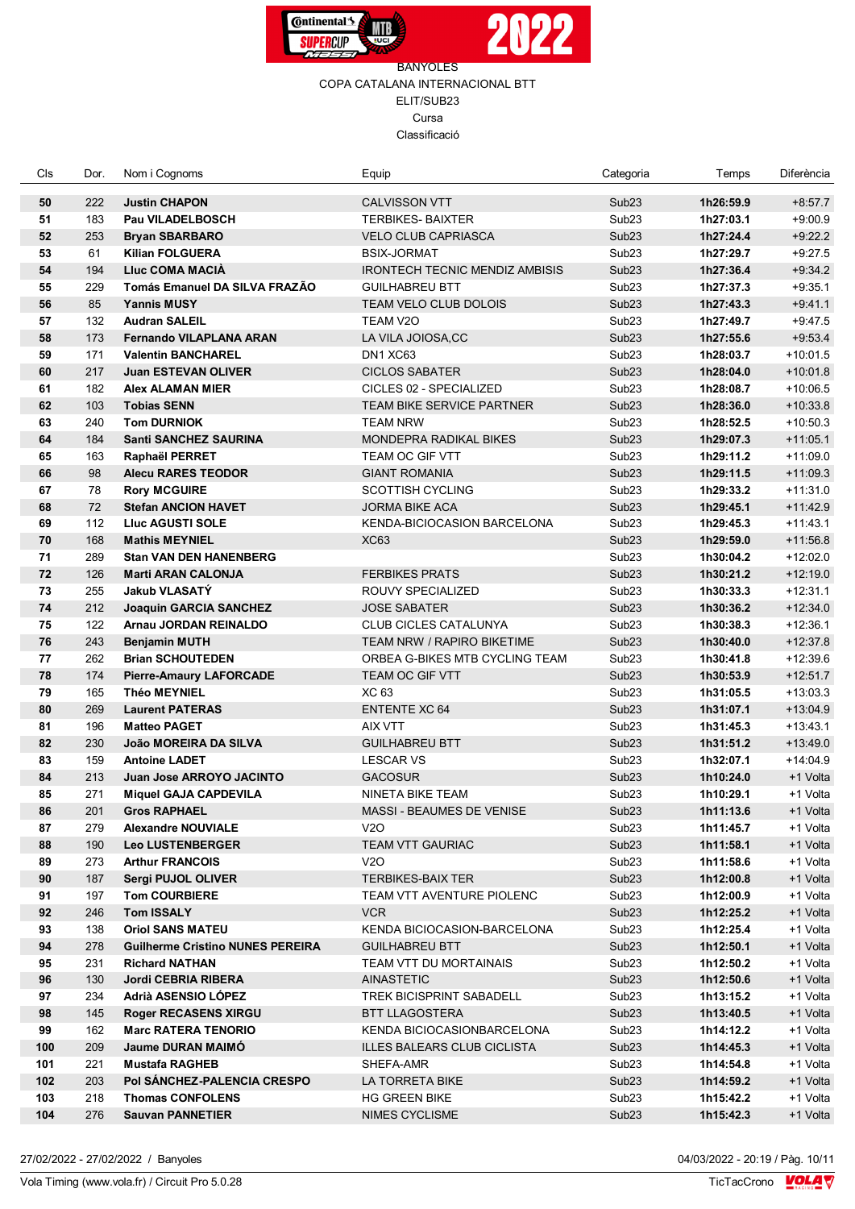BANYOLES
COPA CATALANA INTERNACIONAL BTT
ELIT/SUB23
Cursa
Classificació

| Cls | Dor. | Nom i Cognoms | Equip | Categoria | Temps | Diferència |
|---|---|---|---|---|---|---|
| **50** | 222 | **Justin CHAPON** | CALVISSON VTT | Sub23 | **1h26:59.9** | +8:57.7 |
| **51** | 183 | **Pau VILADELBOSCH** | TERBIKES- BAIXTER | Sub23 | **1h27:03.1** | +9:00.9 |
| **52** | 253 | **Bryan SBARBARO** | VELO CLUB CAPRIASCA | Sub23 | **1h27:24.4** | +9:22.2 |
| **53** | 61 | **Kilian FOLGUERA** | BSIX-JORMAT | Sub23 | **1h27:29.7** | +9:27.5 |
| **54** | 194 | **Lluc COMA MACIÀ** | IRONTECH TECNIC MENDIZ AMBISIS | Sub23 | **1h27:36.4** | +9:34.2 |
| **55** | 229 | **Tomás Emanuel DA SILVA FRAZÃO** | GUILHABREU BTT | Sub23 | **1h27:37.3** | +9:35.1 |
| **56** | 85 | **Yannis MUSY** | TEAM VELO CLUB DOLOIS | Sub23 | **1h27:43.3** | +9:41.1 |
| **57** | 132 | **Audran SALEIL** | TEAM V2O | Sub23 | **1h27:49.7** | +9:47.5 |
| **58** | 173 | **Fernando VILAPLANA ARAN** | LA VILA JOIOSA,CC | Sub23 | **1h27:55.6** | +9:53.4 |
| **59** | 171 | **Valentin BANCHAREL** | DN1 XC63 | Sub23 | **1h28:03.7** | +10:01.5 |
| **60** | 217 | **Juan ESTEVAN OLIVER** | CICLOS SABATER | Sub23 | **1h28:04.0** | +10:01.8 |
| **61** | 182 | **Alex ALAMAN MIER** | CICLES 02 - SPECIALIZED | Sub23 | **1h28:08.7** | +10:06.5 |
| **62** | 103 | **Tobias SENN** | TEAM BIKE SERVICE PARTNER | Sub23 | **1h28:36.0** | +10:33.8 |
| **63** | 240 | **Tom DURNIOK** | TEAM NRW | Sub23 | **1h28:52.5** | +10:50.3 |
| **64** | 184 | **Santi SANCHEZ SAURINA** | MONDEPRA RADIKAL BIKES | Sub23 | **1h29:07.3** | +11:05.1 |
| **65** | 163 | **Raphaël PERRET** | TEAM OC GIF VTT | Sub23 | **1h29:11.2** | +11:09.0 |
| **66** | 98 | **Alecu RARES TEODOR** | GIANT ROMANIA | Sub23 | **1h29:11.5** | +11:09.3 |
| **67** | 78 | **Rory MCGUIRE** | SCOTTISH CYCLING | Sub23 | **1h29:33.2** | +11:31.0 |
| **68** | 72 | **Stefan ANCION HAVET** | JORMA BIKE ACA | Sub23 | **1h29:45.1** | +11:42.9 |
| **69** | 112 | **Lluc AGUSTI SOLE** | KENDA-BICIOCASION BARCELONA | Sub23 | **1h29:45.3** | +11:43.1 |
| **70** | 168 | **Mathis MEYNIEL** | XC63 | Sub23 | **1h29:59.0** | +11:56.8 |
| **71** | 289 | **Stan VAN DEN HANENBERG** | | Sub23 | **1h30:04.2** | +12:02.0 |
| **72** | 126 | **Marti ARAN CALONJA** | FERBIKES PRATS | Sub23 | **1h30:21.2** | +12:19.0 |
| **73** | 255 | **Jakub VLASATÝ** | ROUVY SPECIALIZED | Sub23 | **1h30:33.3** | +12:31.1 |
| **74** | 212 | **Joaquin GARCIA SANCHEZ** | JOSE SABATER | Sub23 | **1h30:36.2** | +12:34.0 |
| **75** | 122 | **Arnau JORDAN REINALDO** | CLUB CICLES CATALUNYA | Sub23 | **1h30:38.3** | +12:36.1 |
| **76** | 243 | **Benjamin MUTH** | TEAM NRW / RAPIRO BIKETIME | Sub23 | **1h30:40.0** | +12:37.8 |
| **77** | 262 | **Brian SCHOUTEDEN** | ORBEA G-BIKES MTB CYCLING TEAM | Sub23 | **1h30:41.8** | +12:39.6 |
| **78** | 174 | **Pierre-Amaury LAFORCADE** | TEAM OC GIF VTT | Sub23 | **1h30:53.9** | +12:51.7 |
| **79** | 165 | **Théo MEYNIEL** | XC 63 | Sub23 | **1h31:05.5** | +13:03.3 |
| **80** | 269 | **Laurent PATERAS** | ENTENTE XC 64 | Sub23 | **1h31:07.1** | +13:04.9 |
| **81** | 196 | **Matteo PAGET** | AIX VTT | Sub23 | **1h31:45.3** | +13:43.1 |
| **82** | 230 | **João MOREIRA DA SILVA** | GUILHABREU BTT | Sub23 | **1h31:51.2** | +13:49.0 |
| **83** | 159 | **Antoine LADET** | LESCAR VS | Sub23 | **1h32:07.1** | +14:04.9 |
| **84** | 213 | **Juan Jose ARROYO JACINTO** | GACOSUR | Sub23 | **1h10:24.0** | +1 Volta |
| **85** | 271 | **Miquel GAJA CAPDEVILA** | NINETA BIKE TEAM | Sub23 | **1h10:29.1** | +1 Volta |
| **86** | 201 | **Gros RAPHAEL** | MASSI - BEAUMES DE VENISE | Sub23 | **1h11:13.6** | +1 Volta |
| **87** | 279 | **Alexandre NOUVIALE** | V2O | Sub23 | **1h11:45.7** | +1 Volta |
| **88** | 190 | **Leo LUSTENBERGER** | TEAM VTT GAURIAC | Sub23 | **1h11:58.1** | +1 Volta |
| **89** | 273 | **Arthur FRANCOIS** | V2O | Sub23 | **1h11:58.6** | +1 Volta |
| **90** | 187 | **Sergi PUJOL OLIVER** | TERBIKES-BAIX TER | Sub23 | **1h12:00.8** | +1 Volta |
| **91** | 197 | **Tom COURBIERE** | TEAM VTT AVENTURE PIOLENC | Sub23 | **1h12:00.9** | +1 Volta |
| **92** | 246 | **Tom ISSALY** | VCR | Sub23 | **1h12:25.2** | +1 Volta |
| **93** | 138 | **Oriol SANS MATEU** | KENDA BICIOCASION-BARCELONA | Sub23 | **1h12:25.4** | +1 Volta |
| **94** | 278 | **Guilherme Cristino NUNES PEREIRA** | GUILHABREU BTT | Sub23 | **1h12:50.1** | +1 Volta |
| **95** | 231 | **Richard NATHAN** | TEAM VTT DU MORTAINAIS | Sub23 | **1h12:50.2** | +1 Volta |
| **96** | 130 | **Jordi CEBRIA RIBERA** | AINASTETIC | Sub23 | **1h12:50.6** | +1 Volta |
| **97** | 234 | **Adrià ASENSIO LÓPEZ** | TREK BICISPRINT SABADELL | Sub23 | **1h13:15.2** | +1 Volta |
| **98** | 145 | **Roger RECASENS XIRGU** | BTT LLAGOSTERA | Sub23 | **1h13:40.5** | +1 Volta |
| **99** | 162 | **Marc RATERA TENORIO** | KENDA BICIOCASIONBARCELONA | Sub23 | **1h14:12.2** | +1 Volta |
| **100** | 209 | **Jaume DURAN MAIMÓ** | ILLES BALEARS CLUB CICLISTA | Sub23 | **1h14:45.3** | +1 Volta |
| **101** | 221 | **Mustafa RAGHEB** | SHEFA-AMR | Sub23 | **1h14:54.8** | +1 Volta |
| **102** | 203 | **Pol SÁNCHEZ-PALENCIA CRESPO** | LA TORRETA BIKE | Sub23 | **1h14:59.2** | +1 Volta |
| **103** | 218 | **Thomas CONFOLENS** | HG GREEN BIKE | Sub23 | **1h15:42.2** | +1 Volta |
| **104** | 276 | **Sauvan PANNETIER** | NIMES CYCLISME | Sub23 | **1h15:42.3** | +1 Volta |

27/02/2022 - 27/02/2022 / Banyoles — 04/03/2022 - 20:19

Vola Timing (www.vola.fr) / Circuit Pro 5.0.28 — TicTacCrono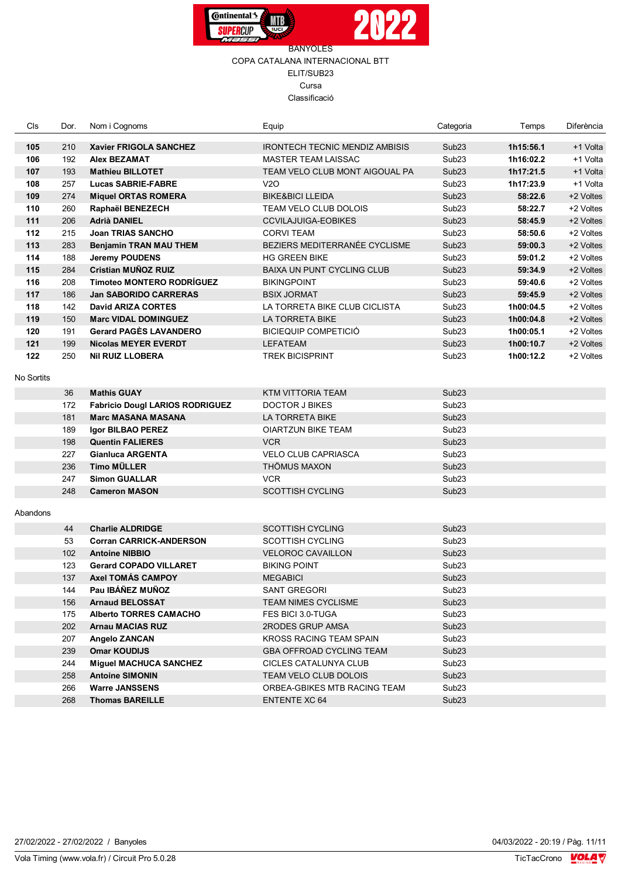BANYOLES
COPA CATALANA INTERNACIONAL BTT
ELIT/SUB23
Cursa
Classificació

| Cls | Dor. | Nom i Cognoms | Equip | Categoria | Temps | Diferència |
|---|---|---|---|---|---|---|
| **105** | 210 | **Xavier FRIGOLA SANCHEZ** | IRONTECH TECNIC MENDIZ AMBISIS | Sub23 | **1h15:56.1** | +1 Volta |
| **106** | 192 | **Alex BEZAMAT** | MASTER TEAM LAISSAC | Sub23 | **1h16:02.2** | +1 Volta |
| **107** | 193 | **Mathieu BILLOTET** | TEAM VELO CLUB MONT AIGOUAL PA | Sub23 | **1h17:21.5** | +1 Volta |
| **108** | 257 | **Lucas SABRIE-FABRE** | V2O | Sub23 | **1h17:23.9** | +1 Volta |
| **109** | 274 | **Miquel ORTAS ROMERA** | BIKE&BICI LLEIDA | Sub23 | **58:22.6** | +2 Voltes |
| **110** | 260 | **Raphaël BENEZECH** | TEAM VELO CLUB DOLOIS | Sub23 | **58:22.7** | +2 Voltes |
| **111** | 206 | **Adrià DANIEL** | CCVILAJUIGA-EOBIKES | Sub23 | **58:45.9** | +2 Voltes |
| **112** | 215 | **Joan TRIAS SANCHO** | CORVI TEAM | Sub23 | **58:50.6** | +2 Voltes |
| **113** | 283 | **Benjamin TRAN MAU THEM** | BEZIERS MEDITERRANÉE CYCLISME | Sub23 | **59:00.3** | +2 Voltes |
| **114** | 188 | **Jeremy POUDENS** | HG GREEN BIKE | Sub23 | **59:01.2** | +2 Voltes |
| **115** | 284 | **Cristian MUÑOZ RUIZ** | BAIXA UN PUNT CYCLING CLUB | Sub23 | **59:34.9** | +2 Voltes |
| **116** | 208 | **Timoteo MONTERO RODRÍGUEZ** | BIKINGPOINT | Sub23 | **59:40.6** | +2 Voltes |
| **117** | 186 | **Jan SABORIDO CARRERAS** | BSIX JORMAT | Sub23 | **59:45.9** | +2 Voltes |
| **118** | 142 | **David ARIZA CORTES** | LA TORRETA BIKE CLUB CICLISTA | Sub23 | **1h00:04.5** | +2 Voltes |
| **119** | 150 | **Marc VIDAL DOMINGUEZ** | LA TORRETA BIKE | Sub23 | **1h00:04.8** | +2 Voltes |
| **120** | 191 | **Gerard PAGÈS LAVANDERO** | BICIEQUIP COMPETICIÓ | Sub23 | **1h00:05.1** | +2 Voltes |
| **121** | 199 | **Nicolas MEYER EVERDT** | LEFATEAM | Sub23 | **1h00:10.7** | +2 Voltes |
| **122** | 250 | **Nil RUIZ LLOBERA** | TREK BICISPRINT | Sub23 | **1h00:12.2** | +2 Voltes |

No Sortits

| Cls | Dor. | Nom i Cognoms | Equip | Categoria | Temps | Diferència |
|---|---|---|---|---|---|---|
| | 36 | **Mathis GUAY** | KTM VITTORIA TEAM | Sub23 | | |
| | 172 | **Fabricio Dougl LARIOS RODRIGUEZ** | DOCTOR J BIKES | Sub23 | | |
| | 181 | **Marc MASANA MASANA** | LA TORRETA BIKE | Sub23 | | |
| | 189 | **Igor BILBAO PEREZ** | OIARTZUN BIKE TEAM | Sub23 | | |
| | 198 | **Quentin FALIERES** | VCR | Sub23 | | |
| | 227 | **Gianluca ARGENTA** | VELO CLUB CAPRIASCA | Sub23 | | |
| | 236 | **Timo MÜLLER** | THÖMUS MAXON | Sub23 | | |
| | 247 | **Simon GUALLAR** | VCR | Sub23 | | |
| | 248 | **Cameron MASON** | SCOTTISH CYCLING | Sub23 | | |

Abandons

| Cls | Dor. | Nom i Cognoms | Equip | Categoria | Temps | Diferència |
|---|---|---|---|---|---|---|
| | 44 | **Charlie ALDRIDGE** | SCOTTISH CYCLING | Sub23 | | |
| | 53 | **Corran CARRICK-ANDERSON** | SCOTTISH CYCLING | Sub23 | | |
| | 102 | **Antoine NIBBIO** | VELOROC CAVAILLON | Sub23 | | |
| | 123 | **Gerard COPADO VILLARET** | BIKING POINT | Sub23 | | |
| | 137 | **Axel TOMÁS CAMPOY** | MEGABICI | Sub23 | | |
| | 144 | **Pau IBÁÑEZ MUÑOZ** | SANT GREGORI | Sub23 | | |
| | 156 | **Arnaud BELOSSAT** | TEAM NIMES CYCLISME | Sub23 | | |
| | 175 | **Alberto TORRES CAMACHO** | FES BICI 3.0-TUGA | Sub23 | | |
| | 202 | **Arnau MACIAS RUZ** | 2RODES GRUP AMSA | Sub23 | | |
| | 207 | **Angelo ZANCAN** | KROSS RACING TEAM SPAIN | Sub23 | | |
| | 239 | **Omar KOUDIJS** | GBA OFFROAD CYCLING TEAM | Sub23 | | |
| | 244 | **Miguel MACHUCA SANCHEZ** | CICLES CATALUNYA CLUB | Sub23 | | |
| | 258 | **Antoine SIMONIN** | TEAM VELO CLUB DOLOIS | Sub23 | | |
| | 266 | **Warre JANSSENS** | ORBEA-GBIKES MTB RACING TEAM | Sub23 | | |
| | 268 | **Thomas BAREILLE** | ENTENTE XC 64 | Sub23 | | |

27/02/2022 - 27/02/2022 / Banyoles
04/03/2022 - 20:19
Vola Timing (www.vola.fr) / Circuit Pro 5.0.28
TicTacCrono